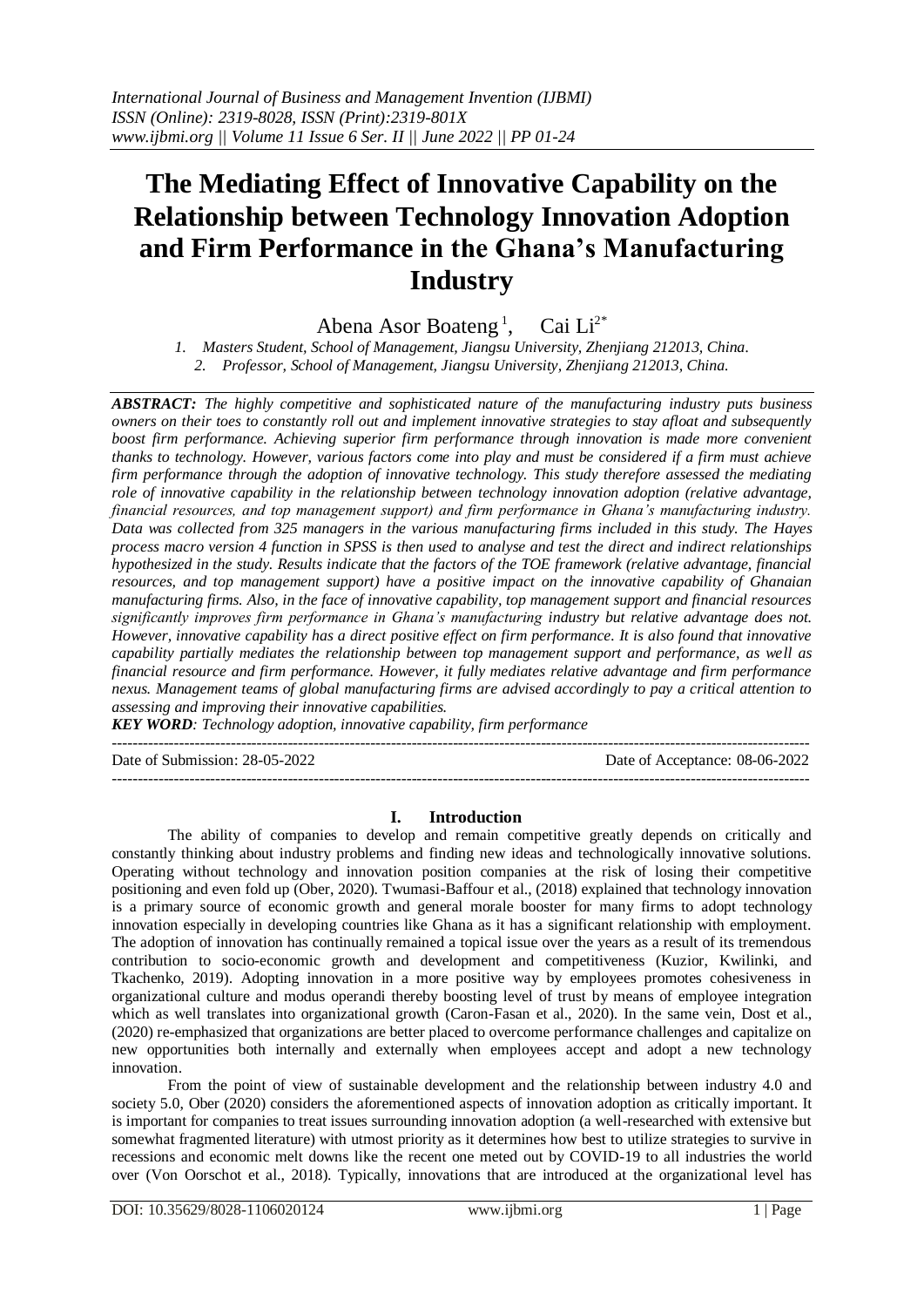# The Mediating Effect of Innovative Capability on the Relationship between Technology Innovation Adoption and Firm Performance in the Ghana's Manufacturing Industry

Abena Asor Boateng [1], Cai Li [2*]

1. *Masters Student, School of Management, Jiangsu University, Zhenjiang 212013, China.*
2. *Professor, School of Management, Jiangsu University, Zhenjiang 212013, China.*

***ABSTRACT:*** *The highly competitive and sophisticated nature of the manufacturing industry puts business owners on their toes to constantly roll out and implement innovative strategies to stay afloat and subsequently boost firm performance. Achieving superior firm performance through innovation is made more convenient thanks to technology. However, various factors come into play and must be considered if a firm must achieve firm performance through the adoption of innovative technology. This study therefore assessed the mediating role of innovative capability in the relationship between technology innovation adoption (relative advantage, financial resources, and top management support) and firm performance in Ghana's manufacturing industry. Data was collected from 325 managers in the various manufacturing firms included in this study. The Hayes process macro version 4 function in SPSS is then used to analyse and test the direct and indirect relationships hypothesized in the study. Results indicate that the factors of the TOE framework (relative advantage, financial resources, and top management support) have a positive impact on the innovative capability of Ghanaian manufacturing firms. Also, in the face of innovative capability, top management support and financial resources significantly improves firm performance in Ghana's manufacturing industry but relative advantage does not. However, innovative capability has a direct positive effect on firm performance. It is also found that innovative capability partially mediates the relationship between top management support and performance, as well as financial resource and firm performance. However, it fully mediates relative advantage and firm performance nexus. Management teams of global manufacturing firms are advised accordingly to pay a critical attention to assessing and improving their innovative capabilities.*

***KEY WORD****: Technology adoption, innovative capability, firm performance*

---

Date of Submission: 28-05-2022 | Date of Acceptance: 08-06-2022

---

## I. Introduction

The ability of companies to develop and remain competitive greatly depends on critically and constantly thinking about industry problems and finding new ideas and technologically innovative solutions. Operating without technology and innovation position companies at the risk of losing their competitive positioning and even fold up (Ober, 2020). Twumasi-Baffour et al., (2018) explained that technology innovation is a primary source of economic growth and general morale booster for many firms to adopt technology innovation especially in developing countries like Ghana as it has a significant relationship with employment. The adoption of innovation has continually remained a topical issue over the years as a result of its tremendous contribution to socio-economic growth and development and competitiveness (Kuzior, Kwilinki, and Tkachenko, 2019). Adopting innovation in a more positive way by employees promotes cohesiveness in organizational culture and modus operandi thereby boosting level of trust by means of employee integration which as well translates into organizational growth (Caron-Fasan et al., 2020). In the same vein, Dost et al., (2020) re-emphasized that organizations are better placed to overcome performance challenges and capitalize on new opportunities both internally and externally when employees accept and adopt a new technology innovation.

From the point of view of sustainable development and the relationship between industry 4.0 and society 5.0, Ober (2020) considers the aforementioned aspects of innovation adoption as critically important. It is important for companies to treat issues surrounding innovation adoption (a well-researched with extensive but somewhat fragmented literature) with utmost priority as it determines how best to utilize strategies to survive in recessions and economic melt downs like the recent one meted out by COVID-19 to all industries the world over (Von Oorschot et al., 2018). Typically, innovations that are introduced at the organizational level has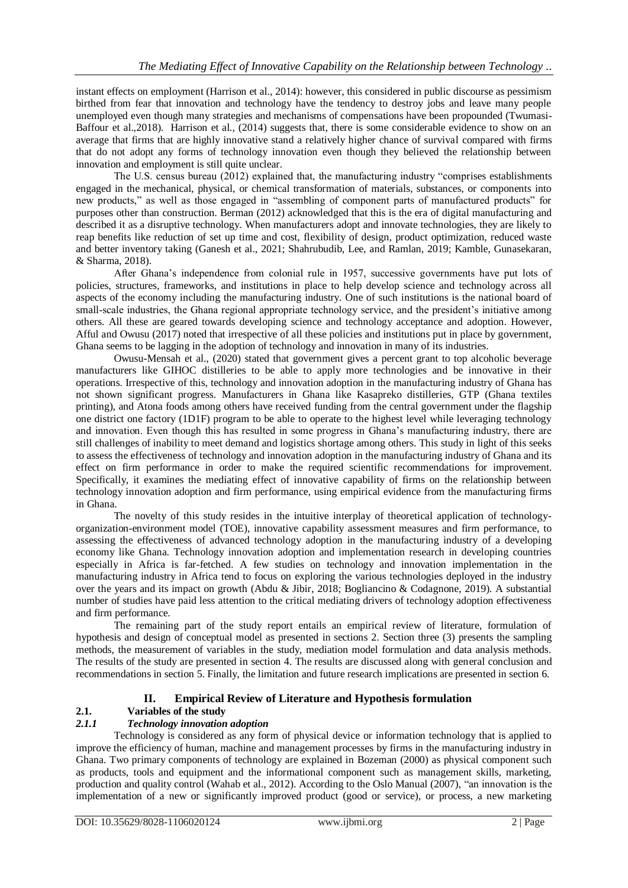instant effects on employment (Harrison et al., 2014): however, this considered in public discourse as pessimism birthed from fear that innovation and technology have the tendency to destroy jobs and leave many people unemployed even though many strategies and mechanisms of compensations have been propounded (Twumasi-Baffour et al.,2018). Harrison et al., (2014) suggests that, there is some considerable evidence to show on an average that firms that are highly innovative stand a relatively higher chance of survival compared with firms that do not adopt any forms of technology innovation even though they believed the relationship between innovation and employment is still quite unclear.

The U.S. census bureau (2012) explained that, the manufacturing industry "comprises establishments engaged in the mechanical, physical, or chemical transformation of materials, substances, or components into new products," as well as those engaged in "assembling of component parts of manufactured products" for purposes other than construction. Berman (2012) acknowledged that this is the era of digital manufacturing and described it as a disruptive technology. When manufacturers adopt and innovate technologies, they are likely to reap benefits like reduction of set up time and cost, flexibility of design, product optimization, reduced waste and better inventory taking (Ganesh et al., 2021; Shahrubudib, Lee, and Ramlan, 2019; Kamble, Gunasekaran, & Sharma, 2018).

After Ghana's independence from colonial rule in 1957, successive governments have put lots of policies, structures, frameworks, and institutions in place to help develop science and technology across all aspects of the economy including the manufacturing industry. One of such institutions is the national board of small-scale industries, the Ghana regional appropriate technology service, and the president's initiative among others. All these are geared towards developing science and technology acceptance and adoption. However, Afful and Owusu (2017) noted that irrespective of all these policies and institutions put in place by government, Ghana seems to be lagging in the adoption of technology and innovation in many of its industries.

Owusu-Mensah et al., (2020) stated that government gives a percent grant to top alcoholic beverage manufacturers like GIHOC distilleries to be able to apply more technologies and be innovative in their operations. Irrespective of this, technology and innovation adoption in the manufacturing industry of Ghana has not shown significant progress. Manufacturers in Ghana like Kasapreko distilleries, GTP (Ghana textiles printing), and Atona foods among others have received funding from the central government under the flagship one district one factory (1D1F) program to be able to operate to the highest level while leveraging technology and innovation. Even though this has resulted in some progress in Ghana's manufacturing industry, there are still challenges of inability to meet demand and logistics shortage among others. This study in light of this seeks to assess the effectiveness of technology and innovation adoption in the manufacturing industry of Ghana and its effect on firm performance in order to make the required scientific recommendations for improvement. Specifically, it examines the mediating effect of innovative capability of firms on the relationship between technology innovation adoption and firm performance, using empirical evidence from the manufacturing firms in Ghana.

The novelty of this study resides in the intuitive interplay of theoretical application of technology-organization-environment model (TOE), innovative capability assessment measures and firm performance, to assessing the effectiveness of advanced technology adoption in the manufacturing industry of a developing economy like Ghana. Technology innovation adoption and implementation research in developing countries especially in Africa is far-fetched. A few studies on technology and innovation implementation in the manufacturing industry in Africa tend to focus on exploring the various technologies deployed in the industry over the years and its impact on growth (Abdu & Jibir, 2018; Bogliancino & Codagnone, 2019). A substantial number of studies have paid less attention to the critical mediating drivers of technology adoption effectiveness and firm performance.

The remaining part of the study report entails an empirical review of literature, formulation of hypothesis and design of conceptual model as presented in sections 2. Section three (3) presents the sampling methods, the measurement of variables in the study, mediation model formulation and data analysis methods. The results of the study are presented in section 4. The results are discussed along with general conclusion and recommendations in section 5. Finally, the limitation and future research implications are presented in section 6.

## II. Empirical Review of Literature and Hypothesis formulation

### 2.1. Variables of the study

#### *2.1.1 Technology innovation adoption*

Technology is considered as any form of physical device or information technology that is applied to improve the efficiency of human, machine and management processes by firms in the manufacturing industry in Ghana. Two primary components of technology are explained in Bozeman (2000) as physical component such as products, tools and equipment and the informational component such as management skills, marketing, production and quality control (Wahab et al., 2012). According to the Oslo Manual (2007), "an innovation is the implementation of a new or significantly improved product (good or service), or process, a new marketing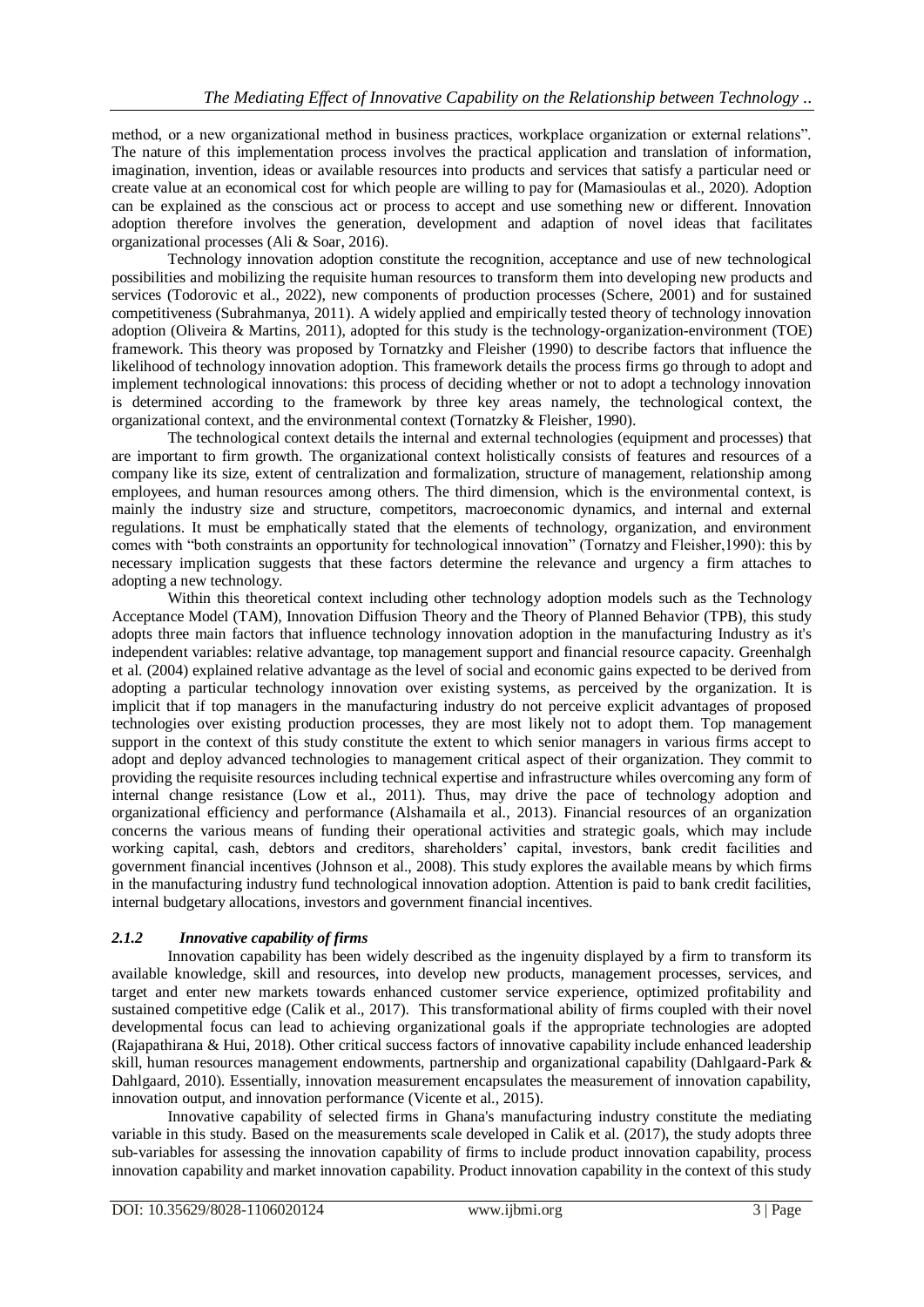method, or a new organizational method in business practices, workplace organization or external relations". The nature of this implementation process involves the practical application and translation of information, imagination, invention, ideas or available resources into products and services that satisfy a particular need or create value at an economical cost for which people are willing to pay for (Mamasioulas et al., 2020). Adoption can be explained as the conscious act or process to accept and use something new or different. Innovation adoption therefore involves the generation, development and adaption of novel ideas that facilitates organizational processes (Ali & Soar, 2016).

Technology innovation adoption constitute the recognition, acceptance and use of new technological possibilities and mobilizing the requisite human resources to transform them into developing new products and services (Todorovic et al., 2022), new components of production processes (Schere, 2001) and for sustained competitiveness (Subrahmanya, 2011). A widely applied and empirically tested theory of technology innovation adoption (Oliveira & Martins, 2011), adopted for this study is the technology-organization-environment (TOE) framework. This theory was proposed by Tornatzky and Fleisher (1990) to describe factors that influence the likelihood of technology innovation adoption. This framework details the process firms go through to adopt and implement technological innovations: this process of deciding whether or not to adopt a technology innovation is determined according to the framework by three key areas namely, the technological context, the organizational context, and the environmental context (Tornatzky & Fleisher, 1990).

The technological context details the internal and external technologies (equipment and processes) that are important to firm growth. The organizational context holistically consists of features and resources of a company like its size, extent of centralization and formalization, structure of management, relationship among employees, and human resources among others. The third dimension, which is the environmental context, is mainly the industry size and structure, competitors, macroeconomic dynamics, and internal and external regulations. It must be emphatically stated that the elements of technology, organization, and environment comes with "both constraints an opportunity for technological innovation" (Tornatzy and Fleisher,1990): this by necessary implication suggests that these factors determine the relevance and urgency a firm attaches to adopting a new technology.

Within this theoretical context including other technology adoption models such as the Technology Acceptance Model (TAM), Innovation Diffusion Theory and the Theory of Planned Behavior (TPB), this study adopts three main factors that influence technology innovation adoption in the manufacturing Industry as it's independent variables: relative advantage, top management support and financial resource capacity. Greenhalgh et al. (2004) explained relative advantage as the level of social and economic gains expected to be derived from adopting a particular technology innovation over existing systems, as perceived by the organization. It is implicit that if top managers in the manufacturing industry do not perceive explicit advantages of proposed technologies over existing production processes, they are most likely not to adopt them. Top management support in the context of this study constitute the extent to which senior managers in various firms accept to adopt and deploy advanced technologies to management critical aspect of their organization. They commit to providing the requisite resources including technical expertise and infrastructure whiles overcoming any form of internal change resistance (Low et al., 2011). Thus, may drive the pace of technology adoption and organizational efficiency and performance (Alshamaila et al., 2013). Financial resources of an organization concerns the various means of funding their operational activities and strategic goals, which may include working capital, cash, debtors and creditors, shareholders' capital, investors, bank credit facilities and government financial incentives (Johnson et al., 2008). This study explores the available means by which firms in the manufacturing industry fund technological innovation adoption. Attention is paid to bank credit facilities, internal budgetary allocations, investors and government financial incentives.

### *2.1.2 Innovative capability of firms*

Innovation capability has been widely described as the ingenuity displayed by a firm to transform its available knowledge, skill and resources, into develop new products, management processes, services, and target and enter new markets towards enhanced customer service experience, optimized profitability and sustained competitive edge (Calik et al., 2017). This transformational ability of firms coupled with their novel developmental focus can lead to achieving organizational goals if the appropriate technologies are adopted (Rajapathirana & Hui, 2018). Other critical success factors of innovative capability include enhanced leadership skill, human resources management endowments, partnership and organizational capability (Dahlgaard-Park & Dahlgaard, 2010). Essentially, innovation measurement encapsulates the measurement of innovation capability, innovation output, and innovation performance (Vicente et al., 2015).

Innovative capability of selected firms in Ghana's manufacturing industry constitute the mediating variable in this study. Based on the measurements scale developed in Calik et al. (2017), the study adopts three sub-variables for assessing the innovation capability of firms to include product innovation capability, process innovation capability and market innovation capability. Product innovation capability in the context of this study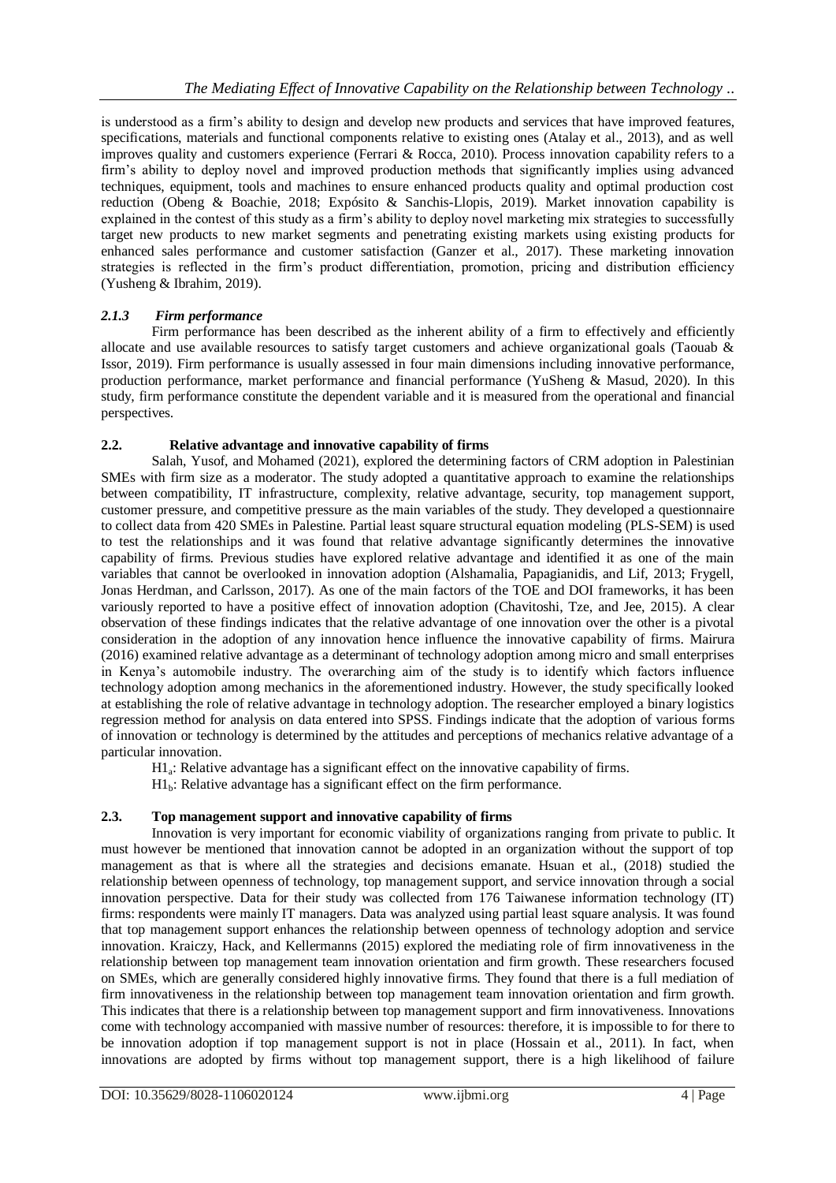is understood as a firm's ability to design and develop new products and services that have improved features, specifications, materials and functional components relative to existing ones (Atalay et al., 2013), and as well improves quality and customers experience (Ferrari & Rocca, 2010). Process innovation capability refers to a firm's ability to deploy novel and improved production methods that significantly implies using advanced techniques, equipment, tools and machines to ensure enhanced products quality and optimal production cost reduction (Obeng & Boachie, 2018; Expósito & Sanchis-Llopis, 2019). Market innovation capability is explained in the contest of this study as a firm's ability to deploy novel marketing mix strategies to successfully target new products to new market segments and penetrating existing markets using existing products for enhanced sales performance and customer satisfaction (Ganzer et al., 2017). These marketing innovation strategies is reflected in the firm's product differentiation, promotion, pricing and distribution efficiency (Yusheng & Ibrahim, 2019).

### *2.1.3 Firm performance*

Firm performance has been described as the inherent ability of a firm to effectively and efficiently allocate and use available resources to satisfy target customers and achieve organizational goals (Taouab & Issor, 2019). Firm performance is usually assessed in four main dimensions including innovative performance, production performance, market performance and financial performance (YuSheng & Masud, 2020). In this study, firm performance constitute the dependent variable and it is measured from the operational and financial perspectives.

## 2.2. Relative advantage and innovative capability of firms

Salah, Yusof, and Mohamed (2021), explored the determining factors of CRM adoption in Palestinian SMEs with firm size as a moderator. The study adopted a quantitative approach to examine the relationships between compatibility, IT infrastructure, complexity, relative advantage, security, top management support, customer pressure, and competitive pressure as the main variables of the study. They developed a questionnaire to collect data from 420 SMEs in Palestine. Partial least square structural equation modeling (PLS-SEM) is used to test the relationships and it was found that relative advantage significantly determines the innovative capability of firms. Previous studies have explored relative advantage and identified it as one of the main variables that cannot be overlooked in innovation adoption (Alshamalia, Papagianidis, and Lif, 2013; Frygell, Jonas Herdman, and Carlsson, 2017). As one of the main factors of the TOE and DOI frameworks, it has been variously reported to have a positive effect of innovation adoption (Chavitoshi, Tze, and Jee, 2015). A clear observation of these findings indicates that the relative advantage of one innovation over the other is a pivotal consideration in the adoption of any innovation hence influence the innovative capability of firms. Mairura (2016) examined relative advantage as a determinant of technology adoption among micro and small enterprises in Kenya's automobile industry. The overarching aim of the study is to identify which factors influence technology adoption among mechanics in the aforementioned industry. However, the study specifically looked at establishing the role of relative advantage in technology adoption. The researcher employed a binary logistics regression method for analysis on data entered into SPSS. Findings indicate that the adoption of various forms of innovation or technology is determined by the attitudes and perceptions of mechanics relative advantage of a particular innovation.

$H1_a$: Relative advantage has a significant effect on the innovative capability of firms.

$H1_b$: Relative advantage has a significant effect on the firm performance.

## 2.3. Top management support and innovative capability of firms

Innovation is very important for economic viability of organizations ranging from private to public. It must however be mentioned that innovation cannot be adopted in an organization without the support of top management as that is where all the strategies and decisions emanate. Hsuan et al., (2018) studied the relationship between openness of technology, top management support, and service innovation through a social innovation perspective. Data for their study was collected from 176 Taiwanese information technology (IT) firms: respondents were mainly IT managers. Data was analyzed using partial least square analysis. It was found that top management support enhances the relationship between openness of technology adoption and service innovation. Kraiczy, Hack, and Kellermanns (2015) explored the mediating role of firm innovativeness in the relationship between top management team innovation orientation and firm growth. These researchers focused on SMEs, which are generally considered highly innovative firms. They found that there is a full mediation of firm innovativeness in the relationship between top management team innovation orientation and firm growth. This indicates that there is a relationship between top management support and firm innovativeness. Innovations come with technology accompanied with massive number of resources: therefore, it is impossible to for there to be innovation adoption if top management support is not in place (Hossain et al., 2011). In fact, when innovations are adopted by firms without top management support, there is a high likelihood of failure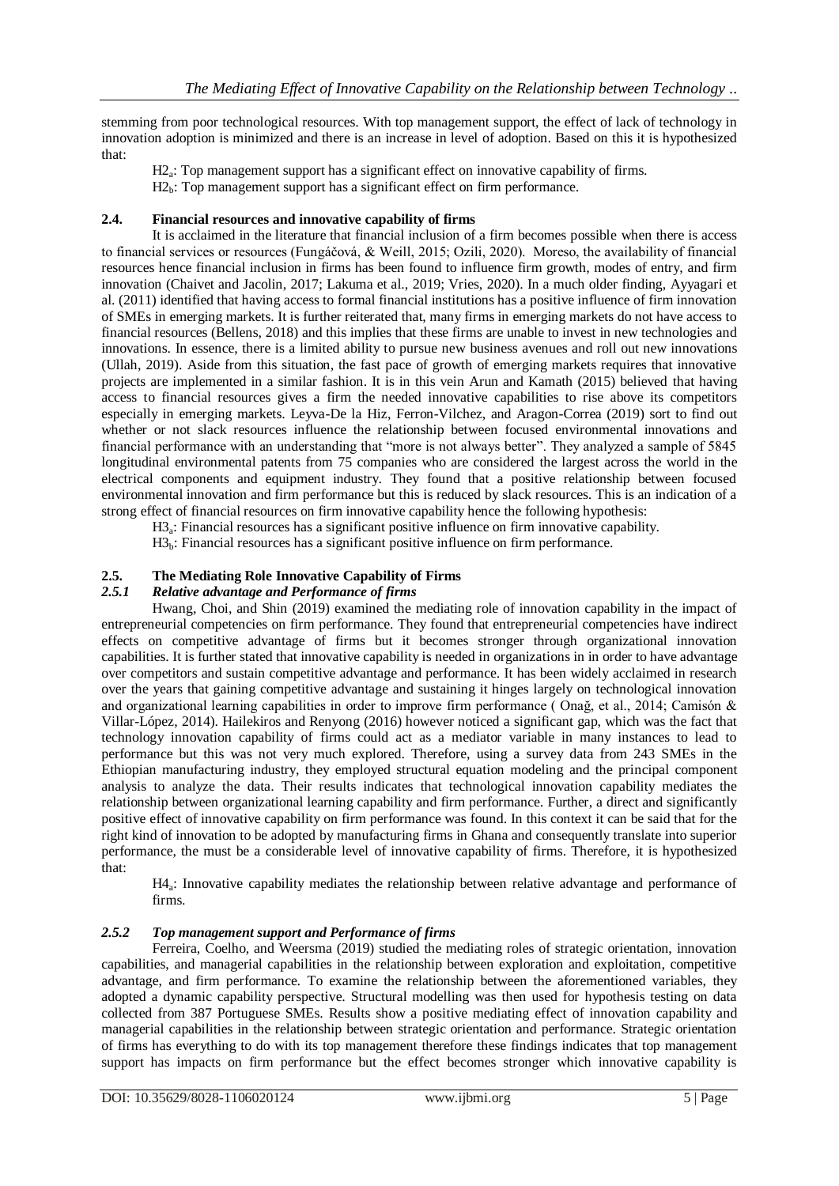stemming from poor technological resources. With top management support, the effect of lack of technology in innovation adoption is minimized and there is an increase in level of adoption. Based on this it is hypothesized that:

$H2_a$: Top management support has a significant effect on innovative capability of firms.

$H2_b$: Top management support has a significant effect on firm performance.

### 2.4. Financial resources and innovative capability of firms

It is acclaimed in the literature that financial inclusion of a firm becomes possible when there is access to financial services or resources (Fungáčová, & Weill, 2015; Ozili, 2020). Moreso, the availability of financial resources hence financial inclusion in firms has been found to influence firm growth, modes of entry, and firm innovation (Chaivet and Jacolin, 2017; Lakuma et al., 2019; Vries, 2020). In a much older finding, Ayyagari et al. (2011) identified that having access to formal financial institutions has a positive influence of firm innovation of SMEs in emerging markets. It is further reiterated that, many firms in emerging markets do not have access to financial resources (Bellens, 2018) and this implies that these firms are unable to invest in new technologies and innovations. In essence, there is a limited ability to pursue new business avenues and roll out new innovations (Ullah, 2019). Aside from this situation, the fast pace of growth of emerging markets requires that innovative projects are implemented in a similar fashion. It is in this vein Arun and Kamath (2015) believed that having access to financial resources gives a firm the needed innovative capabilities to rise above its competitors especially in emerging markets. Leyva-De la Hiz, Ferron-Vilchez, and Aragon-Correa (2019) sort to find out whether or not slack resources influence the relationship between focused environmental innovations and financial performance with an understanding that "more is not always better". They analyzed a sample of 5845 longitudinal environmental patents from 75 companies who are considered the largest across the world in the electrical components and equipment industry. They found that a positive relationship between focused environmental innovation and firm performance but this is reduced by slack resources. This is an indication of a strong effect of financial resources on firm innovative capability hence the following hypothesis:

$H3_a$: Financial resources has a significant positive influence on firm innovative capability.

$H3_b$: Financial resources has a significant positive influence on firm performance.

### 2.5. The Mediating Role Innovative Capability of Firms

#### *2.5.1 Relative advantage and Performance of firms*

Hwang, Choi, and Shin (2019) examined the mediating role of innovation capability in the impact of entrepreneurial competencies on firm performance. They found that entrepreneurial competencies have indirect effects on competitive advantage of firms but it becomes stronger through organizational innovation capabilities. It is further stated that innovative capability is needed in organizations in in order to have advantage over competitors and sustain competitive advantage and performance. It has been widely acclaimed in research over the years that gaining competitive advantage and sustaining it hinges largely on technological innovation and organizational learning capabilities in order to improve firm performance ( Onağ, et al., 2014; Camisón & Villar-López, 2014). Hailekiros and Renyong (2016) however noticed a significant gap, which was the fact that technology innovation capability of firms could act as a mediator variable in many instances to lead to performance but this was not very much explored. Therefore, using a survey data from 243 SMEs in the Ethiopian manufacturing industry, they employed structural equation modeling and the principal component analysis to analyze the data. Their results indicates that technological innovation capability mediates the relationship between organizational learning capability and firm performance. Further, a direct and significantly positive effect of innovative capability on firm performance was found. In this context it can be said that for the right kind of innovation to be adopted by manufacturing firms in Ghana and consequently translate into superior performance, the must be a considerable level of innovative capability of firms. Therefore, it is hypothesized that:

$H4_a$: Innovative capability mediates the relationship between relative advantage and performance of firms.

#### *2.5.2 Top management support and Performance of firms*

Ferreira, Coelho, and Weersma (2019) studied the mediating roles of strategic orientation, innovation capabilities, and managerial capabilities in the relationship between exploration and exploitation, competitive advantage, and firm performance. To examine the relationship between the aforementioned variables, they adopted a dynamic capability perspective. Structural modelling was then used for hypothesis testing on data collected from 387 Portuguese SMEs. Results show a positive mediating effect of innovation capability and managerial capabilities in the relationship between strategic orientation and performance. Strategic orientation of firms has everything to do with its top management therefore these findings indicates that top management support has impacts on firm performance but the effect becomes stronger which innovative capability is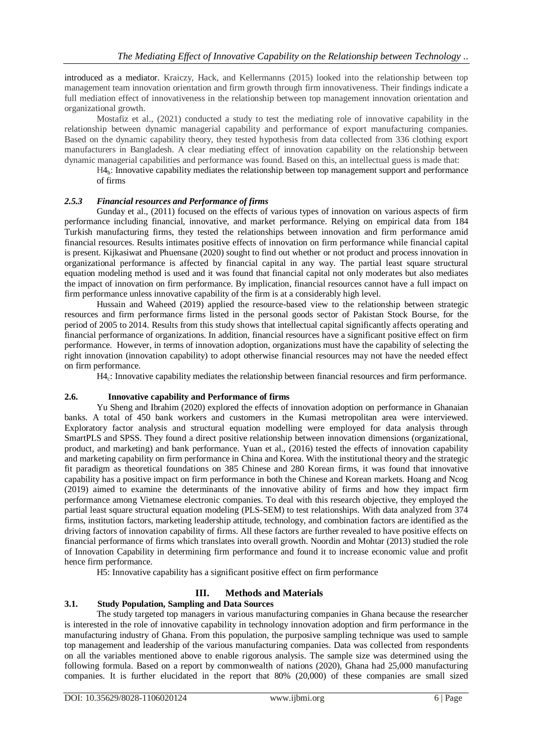introduced as a mediator. Kraiczy, Hack, and Kellermanns (2015) looked into the relationship between top management team innovation orientation and firm growth through firm innovativeness. Their findings indicate a full mediation effect of innovativeness in the relationship between top management innovation orientation and organizational growth.

Mostafiz et al., (2021) conducted a study to test the mediating role of innovative capability in the relationship between dynamic managerial capability and performance of export manufacturing companies. Based on the dynamic capability theory, they tested hypothesis from data collected from 336 clothing export manufacturers in Bangladesh. A clear mediating effect of innovation capability on the relationship between dynamic managerial capabilities and performance was found. Based on this, an intellectual guess is made that:

$H4_b$: Innovative capability mediates the relationship between top management support and performance of firms

### *2.5.3 Financial resources and Performance of firms*

Gunday et al., (2011) focused on the effects of various types of innovation on various aspects of firm performance including financial, innovative, and market performance. Relying on empirical data from 184 Turkish manufacturing firms, they tested the relationships between innovation and firm performance amid financial resources. Results intimates positive effects of innovation on firm performance while financial capital is present. Kijkasiwat and Phuensane (2020) sought to find out whether or not product and process innovation in organizational performance is affected by financial capital in any way. The partial least square structural equation modeling method is used and it was found that financial capital not only moderates but also mediates the impact of innovation on firm performance. By implication, financial resources cannot have a full impact on firm performance unless innovative capability of the firm is at a considerably high level.

Hussain and Waheed (2019) applied the resource-based view to the relationship between strategic resources and firm performance firms listed in the personal goods sector of Pakistan Stock Bourse, for the period of 2005 to 2014. Results from this study shows that intellectual capital significantly affects operating and financial performance of organizations. In addition, financial resources have a significant positive effect on firm performance. However, in terms of innovation adoption, organizations must have the capability of selecting the right innovation (innovation capability) to adopt otherwise financial resources may not have the needed effect on firm performance.

$H4_c$: Innovative capability mediates the relationship between financial resources and firm performance.

### **2.6. Innovative capability and Performance of firms**

Yu Sheng and Ibrahim (2020) explored the effects of innovation adoption on performance in Ghanaian banks. A total of 450 bank workers and customers in the Kumasi metropolitan area were interviewed. Exploratory factor analysis and structural equation modelling were employed for data analysis through SmartPLS and SPSS. They found a direct positive relationship between innovation dimensions (organizational, product, and marketing) and bank performance. Yuan et al., (2016) tested the effects of innovation capability and marketing capability on firm performance in China and Korea. With the institutional theory and the strategic fit paradigm as theoretical foundations on 385 Chinese and 280 Korean firms, it was found that innovative capability has a positive impact on firm performance in both the Chinese and Korean markets. Hoang and Ncog (2019) aimed to examine the determinants of the innovative ability of firms and how they impact firm performance among Vietnamese electronic companies. To deal with this research objective, they employed the partial least square structural equation modeling (PLS-SEM) to test relationships. With data analyzed from 374 firms, institution factors, marketing leadership attitude, technology, and combination factors are identified as the driving factors of innovation capability of firms. All these factors are further revealed to have positive effects on financial performance of firms which translates into overall growth. Noordin and Mohtar (2013) studied the role of Innovation Capability in determining firm performance and found it to increase economic value and profit hence firm performance.

H5: Innovative capability has a significant positive effect on firm performance

## III. Methods and Materials

### **3.1. Study Population, Sampling and Data Sources**

The study targeted top managers in various manufacturing companies in Ghana because the researcher is interested in the role of innovative capability in technology innovation adoption and firm performance in the manufacturing industry of Ghana. From this population, the purposive sampling technique was used to sample top management and leadership of the various manufacturing companies. Data was collected from respondents on all the variables mentioned above to enable rigorous analysis. The sample size was determined using the following formula. Based on a report by commonwealth of nations (2020), Ghana had 25,000 manufacturing companies. It is further elucidated in the report that 80% (20,000) of these companies are small sized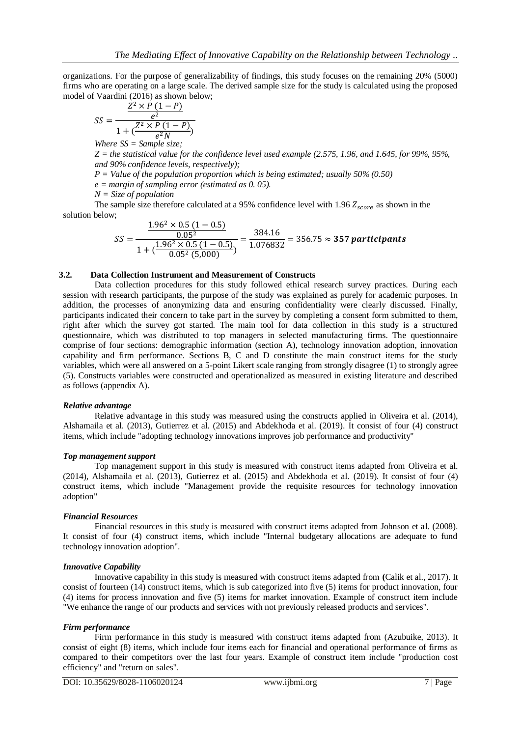organizations. For the purpose of generalizability of findings, this study focuses on the remaining 20% (5000) firms who are operating on a large scale. The derived sample size for the study is calculated using the proposed model of Vaardini (2016) as shown below;

$$SS = \frac{\frac{Z^2 \times P\,(1-P)}{e^2}}{1 + (\frac{Z^2 \times P\,(1-P)}{e^2 N})}$$

*Where SS = Sample size;*

*Z = the statistical value for the confidence level used example (2.575, 1.96, and 1.645, for 99%, 95%, and 90% confidence levels, respectively);*

*P = Value of the population proportion which is being estimated; usually 50% (0.50)*

*e = margin of sampling error (estimated as 0. 05).*

*N = Size of population*

The sample size therefore calculated at a 95% confidence level with 1.96 $Z_{score}$ as shown in the solution below;

$$SS = \frac{\frac{1.96^2 \times 0.5\,(1-0.5)}{0.05^2}}{1 + (\frac{1.96^2 \times 0.5\,(1-0.5)}{0.05^2\,(5{,}000)})} = \frac{384.16}{1.076832} = 356.75 \approx \mathbf{357\ participants}$$

### 3.2. Data Collection Instrument and Measurement of Constructs

Data collection procedures for this study followed ethical research survey practices. During each session with research participants, the purpose of the study was explained as purely for academic purposes. In addition, the processes of anonymizing data and ensuring confidentiality were clearly discussed. Finally, participants indicated their concern to take part in the survey by completing a consent form submitted to them, right after which the survey got started. The main tool for data collection in this study is a structured questionnaire, which was distributed to top managers in selected manufacturing firms. The questionnaire comprise of four sections: demographic information (section A), technology innovation adoption, innovation capability and firm performance. Sections B, C and D constitute the main construct items for the study variables, which were all answered on a 5-point Likert scale ranging from strongly disagree (1) to strongly agree (5). Constructs variables were constructed and operationalized as measured in existing literature and described as follows (appendix A).

#### *Relative advantage*

Relative advantage in this study was measured using the constructs applied in Oliveira et al. (2014), Alshamaila et al. (2013), Gutierrez et al. (2015) and Abdekhoda et al. (2019). It consist of four (4) construct items, which include "adopting technology innovations improves job performance and productivity"

#### *Top management support*

Top management support in this study is measured with construct items adapted from Oliveira et al. (2014), Alshamaila et al. (2013), Gutierrez et al. (2015) and Abdekhoda et al. (2019). It consist of four (4) construct items, which include "Management provide the requisite resources for technology innovation adoption"

#### *Financial Resources*

Financial resources in this study is measured with construct items adapted from Johnson et al. (2008). It consist of four (4) construct items, which include "Internal budgetary allocations are adequate to fund technology innovation adoption".

#### *Innovative Capability*

Innovative capability in this study is measured with construct items adapted from **(**Calik et al., 2017). It consist of fourteen (14) construct items, which is sub categorized into five (5) items for product innovation, four (4) items for process innovation and five (5) items for market innovation. Example of construct item include "We enhance the range of our products and services with not previously released products and services".

#### *Firm performance*

Firm performance in this study is measured with construct items adapted from (Azubuike, 2013). It consist of eight (8) items, which include four items each for financial and operational performance of firms as compared to their competitors over the last four years. Example of construct item include "production cost efficiency" and "return on sales".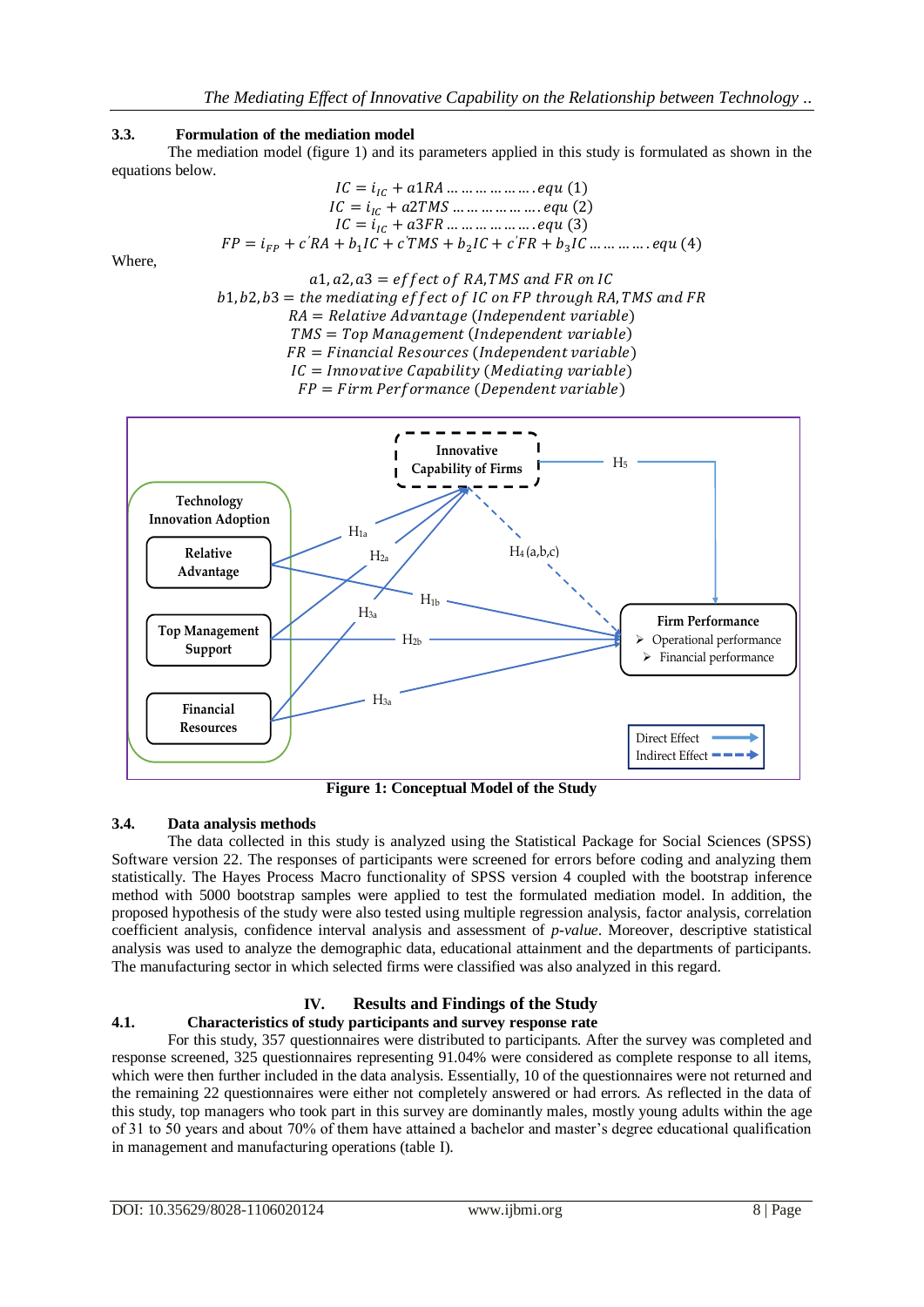### 3.3. Formulation of the mediation model

The mediation model (figure 1) and its parameters applied in this study is formulated as shown in the equations below.

$$IC = i_{IC} + a1RA \ldots\ldots\ldots\ldots\ldots\ldots.equ\ (1)$$

$$IC = i_{IC} + a2TMS \ldots\ldots\ldots\ldots\ldots.equ\ (2)$$

$$IC = i_{IC} + a3FR \ldots\ldots\ldots\ldots\ldots\ldots.equ\ (3)$$

$$FP = i_{FP} + c'RA + b_1IC + c'TMS + b_2IC + c'FR + b_3IC \ldots\ldots\ldots.equ\ (4)$$

Where,

$a1, a2, a3 = effect\ of\ RA, TMS\ and\ FR\ on\ IC$

$b1, b2, b3 = the\ mediating\ effect\ of\ IC\ on\ FP\ through\ RA, TMS\ and\ FR$

$RA = Relative\ Advantage\ (Independent\ variable)$

$TMS = Top\ Management\ (Independent\ variable)$

$FR = Financial\ Resources\ (Independent\ variable)$

$IC = Innovative\ Capability\ (Mediating\ variable)$

$FP = Firm\ Performance\ (Dependent\ variable)$

**Figure 1: Conceptual Model of the Study**

### 3.4. Data analysis methods

The data collected in this study is analyzed using the Statistical Package for Social Sciences (SPSS) Software version 22. The responses of participants were screened for errors before coding and analyzing them statistically. The Hayes Process Macro functionality of SPSS version 4 coupled with the bootstrap inference method with 5000 bootstrap samples were applied to test the formulated mediation model. In addition, the proposed hypothesis of the study were also tested using multiple regression analysis, factor analysis, correlation coefficient analysis, confidence interval analysis and assessment of *p-value*. Moreover, descriptive statistical analysis was used to analyze the demographic data, educational attainment and the departments of participants. The manufacturing sector in which selected firms were classified was also analyzed in this regard.

## IV. Results and Findings of the Study

### 4.1. Characteristics of study participants and survey response rate

For this study, 357 questionnaires were distributed to participants. After the survey was completed and response screened, 325 questionnaires representing 91.04% were considered as complete response to all items, which were then further included in the data analysis. Essentially, 10 of the questionnaires were not returned and the remaining 22 questionnaires were either not completely answered or had errors. As reflected in the data of this study, top managers who took part in this survey are dominantly males, mostly young adults within the age of 31 to 50 years and about 70% of them have attained a bachelor and master's degree educational qualification in management and manufacturing operations (table I).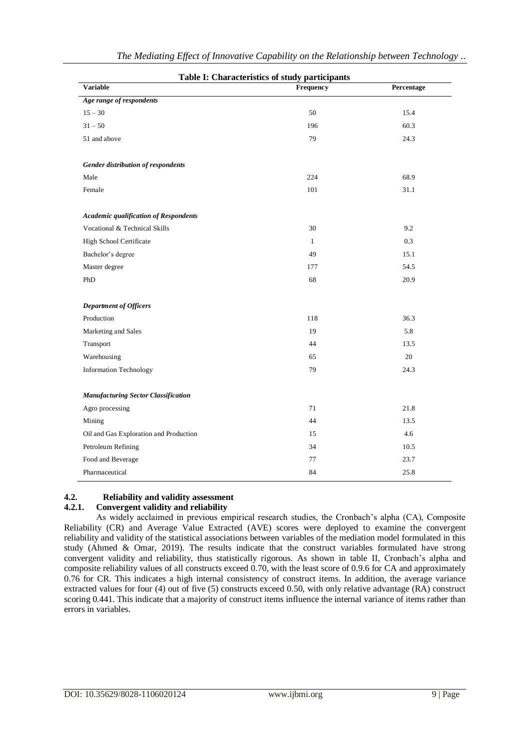**Table I: Characteristics of study participants**

| Variable | Frequency | Percentage |
|---|---|---|
| *Age range of respondents* | | |
| 15 – 30 | 50 | 15.4 |
| 31 – 50 | 196 | 60.3 |
| 51 and above | 79 | 24.3 |
| *Gender distribution of respondents* | | |
| Male | 224 | 68.9 |
| Female | 101 | 31.1 |
| *Academic qualification of Respondents* | | |
| Vocational & Technical Skills | 30 | 9.2 |
| High School Certificate | 1 | 0.3 |
| Bachelor's degree | 49 | 15.1 |
| Master degree | 177 | 54.5 |
| PhD | 68 | 20.9 |
| *Department of Officers* | | |
| Production | 118 | 36.3 |
| Marketing and Sales | 19 | 5.8 |
| Transport | 44 | 13.5 |
| Warehousing | 65 | 20 |
| Information Technology | 79 | 24.3 |
| *Manufacturing Sector Classification* | | |
| Agro processing | 71 | 21.8 |
| Mining | 44 | 13.5 |
| Oil and Gas Exploration and Production | 15 | 4.6 |
| Petroleum Refining | 34 | 10.5 |
| Food and Beverage | 77 | 23.7 |
| Pharmaceutical | 84 | 25.8 |

## 4.2. Reliability and validity assessment

### 4.2.1. Convergent validity and reliability

As widely acclaimed in previous empirical research studies, the Cronbach's alpha (CA), Composite Reliability (CR) and Average Value Extracted (AVE) scores were deployed to examine the convergent reliability and validity of the statistical associations between variables of the mediation model formulated in this study (Ahmed & Omar, 2019). The results indicate that the construct variables formulated have strong convergent validity and reliability, thus statistically rigorous. As shown in table II, Cronbach's alpha and composite reliability values of all constructs exceed 0.70, with the least score of 0.9.6 for CA and approximately 0.76 for CR. This indicates a high internal consistency of construct items. In addition, the average variance extracted values for four (4) out of five (5) constructs exceed 0.50, with only relative advantage (RA) construct scoring 0.441. This indicate that a majority of construct items influence the internal variance of items rather than errors in variables.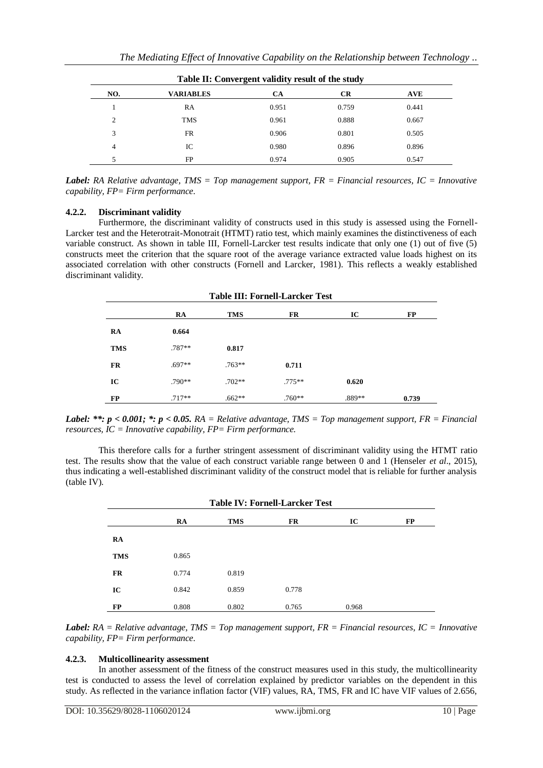**Table II: Convergent validity result of the study**

| NO. | VARIABLES | CA | CR | AVE |
|---|---|---|---|---|
| 1 | RA | 0.951 | 0.759 | 0.441 |
| 2 | TMS | 0.961 | 0.888 | 0.667 |
| 3 | FR | 0.906 | 0.801 | 0.505 |
| 4 | IC | 0.980 | 0.896 | 0.896 |
| 5 | FP | 0.974 | 0.905 | 0.547 |

***Label:*** *RA Relative advantage, TMS = Top management support, FR = Financial resources, IC = Innovative capability, FP= Firm performance.*

### 4.2.2. Discriminant validity

Furthermore, the discriminant validity of constructs used in this study is assessed using the Fornell-Larcker test and the Heterotrait-Monotrait (HTMT) ratio test, which mainly examines the distinctiveness of each variable construct. As shown in table III, Fornell-Larcker test results indicate that only one (1) out of five (5) constructs meet the criterion that the square root of the average variance extracted value loads highest on its associated correlation with other constructs (Fornell and Larcker, 1981). This reflects a weakly established discriminant validity.

**Table III: Fornell-Larcker Test**

| | RA | TMS | FR | IC | FP |
|---|---|---|---|---|---|
| **RA** | **0.664** | | | | |
| **TMS** | .787** | **0.817** | | | |
| **FR** | .697** | .763** | **0.711** | | |
| **IC** | .790** | .702** | .775** | **0.620** | |
| **FP** | .717** | .662** | .760** | .889** | **0.739** |

***Label: **: $p < 0.001$; *: $p < 0.05$.*** *RA = Relative advantage, TMS = Top management support, FR = Financial resources, IC = Innovative capability, FP= Firm performance.*

This therefore calls for a further stringent assessment of discriminant validity using the HTMT ratio test. The results show that the value of each construct variable range between 0 and 1 (Henseler *et al*., 2015), thus indicating a well-established discriminant validity of the construct model that is reliable for further analysis (table IV).

**Table IV: Fornell-Larcker Test**

| | RA | TMS | FR | IC | FP |
|---|---|---|---|---|---|
| **RA** | | | | | |
| **TMS** | 0.865 | | | | |
| **FR** | 0.774 | 0.819 | | | |
| **IC** | 0.842 | 0.859 | 0.778 | | |
| **FP** | 0.808 | 0.802 | 0.765 | 0.968 | |

***Label:*** *RA = Relative advantage, TMS = Top management support, FR = Financial resources, IC = Innovative capability, FP= Firm performance.*

### 4.2.3. Multicollinearity assessment

In another assessment of the fitness of the construct measures used in this study, the multicollinearity test is conducted to assess the level of correlation explained by predictor variables on the dependent in this study. As reflected in the variance inflation factor (VIF) values, RA, TMS, FR and IC have VIF values of 2.656,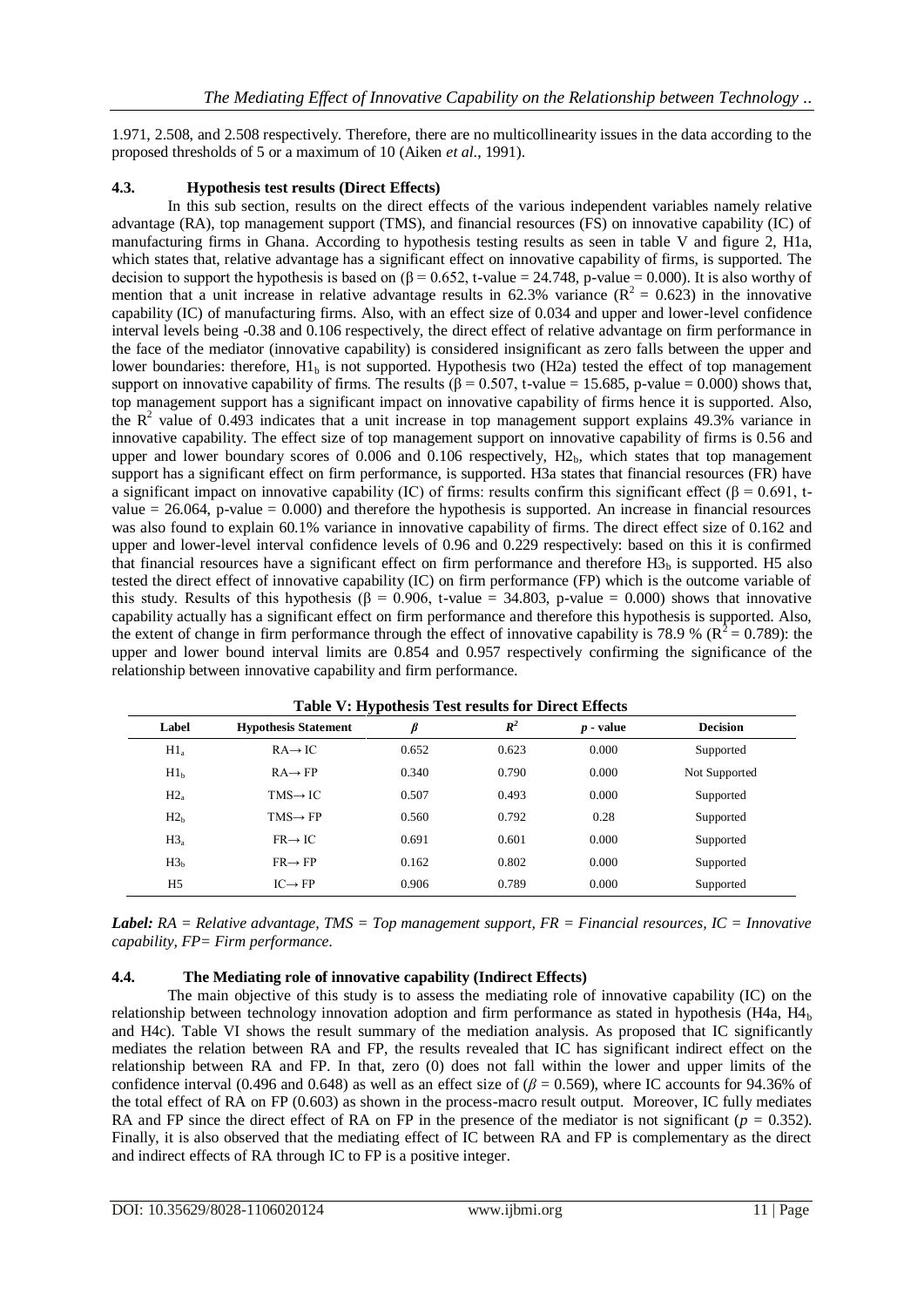1.971, 2.508, and 2.508 respectively. Therefore, there are no multicollinearity issues in the data according to the proposed thresholds of 5 or a maximum of 10 (Aiken *et al.*, 1991).

### 4.3. Hypothesis test results (Direct Effects)

In this sub section, results on the direct effects of the various independent variables namely relative advantage (RA), top management support (TMS), and financial resources (FS) on innovative capability (IC) of manufacturing firms in Ghana. According to hypothesis testing results as seen in table V and figure 2, H1a, which states that, relative advantage has a significant effect on innovative capability of firms, is supported. The decision to support the hypothesis is based on (β = 0.652, t-value = 24.748, p-value = 0.000). It is also worthy of mention that a unit increase in relative advantage results in 62.3% variance ($R^2$ = 0.623) in the innovative capability (IC) of manufacturing firms. Also, with an effect size of 0.034 and upper and lower-level confidence interval levels being -0.38 and 0.106 respectively, the direct effect of relative advantage on firm performance in the face of the mediator (innovative capability) is considered insignificant as zero falls between the upper and lower boundaries: therefore, $H1_b$ is not supported. Hypothesis two (H2a) tested the effect of top management support on innovative capability of firms. The results (β = 0.507, t-value = 15.685, p-value = 0.000) shows that, top management support has a significant impact on innovative capability of firms hence it is supported. Also, the $R^2$ value of 0.493 indicates that a unit increase in top management support explains 49.3% variance in innovative capability. The effect size of top management support on innovative capability of firms is 0.56 and upper and lower boundary scores of 0.006 and 0.106 respectively, $H2_b$, which states that top management support has a significant effect on firm performance, is supported. H3a states that financial resources (FR) have a significant impact on innovative capability (IC) of firms: results confirm this significant effect (β = 0.691, t-value = 26.064, p-value = 0.000) and therefore the hypothesis is supported. An increase in financial resources was also found to explain 60.1% variance in innovative capability of firms. The direct effect size of 0.162 and upper and lower-level interval confidence levels of 0.96 and 0.229 respectively: based on this it is confirmed that financial resources have a significant effect on firm performance and therefore $H3_b$ is supported. H5 also tested the direct effect of innovative capability (IC) on firm performance (FP) which is the outcome variable of this study. Results of this hypothesis (β = 0.906, t-value = 34.803, p-value = 0.000) shows that innovative capability actually has a significant effect on firm performance and therefore this hypothesis is supported. Also, the extent of change in firm performance through the effect of innovative capability is 78.9 % ($R^2$ = 0.789): the upper and lower bound interval limits are 0.854 and 0.957 respectively confirming the significance of the relationship between innovative capability and firm performance.

**Table V: Hypothesis Test results for Direct Effects**

| Label | Hypothesis Statement | $\beta$ | $R^2$ | $p$ - value | Decision |
|---|---|---|---|---|---|
| $H1_a$ | RA→ IC | 0.652 | 0.623 | 0.000 | Supported |
| $H1_b$ | RA→ FP | 0.340 | 0.790 | 0.000 | Not Supported |
| $H2_a$ | TMS→ IC | 0.507 | 0.493 | 0.000 | Supported |
| $H2_b$ | TMS→ FP | 0.560 | 0.792 | 0.28 | Supported |
| $H3_a$ | FR→ IC | 0.691 | 0.601 | 0.000 | Supported |
| $H3_b$ | FR→ FP | 0.162 | 0.802 | 0.000 | Supported |
| H5 | IC→ FP | 0.906 | 0.789 | 0.000 | Supported |

***Label:*** *RA = Relative advantage, TMS = Top management support, FR = Financial resources, IC = Innovative capability, FP= Firm performance.*

### 4.4. The Mediating role of innovative capability (Indirect Effects)

The main objective of this study is to assess the mediating role of innovative capability (IC) on the relationship between technology innovation adoption and firm performance as stated in hypothesis (H4a, $H4_b$ and H4c). Table VI shows the result summary of the mediation analysis. As proposed that IC significantly mediates the relation between RA and FP, the results revealed that IC has significant indirect effect on the relationship between RA and FP. In that, zero (0) does not fall within the lower and upper limits of the confidence interval (0.496 and 0.648) as well as an effect size of ($\beta$ = 0.569), where IC accounts for 94.36% of the total effect of RA on FP (0.603) as shown in the process-macro result output. Moreover, IC fully mediates RA and FP since the direct effect of RA on FP in the presence of the mediator is not significant ($p$ = 0.352). Finally, it is also observed that the mediating effect of IC between RA and FP is complementary as the direct and indirect effects of RA through IC to FP is a positive integer.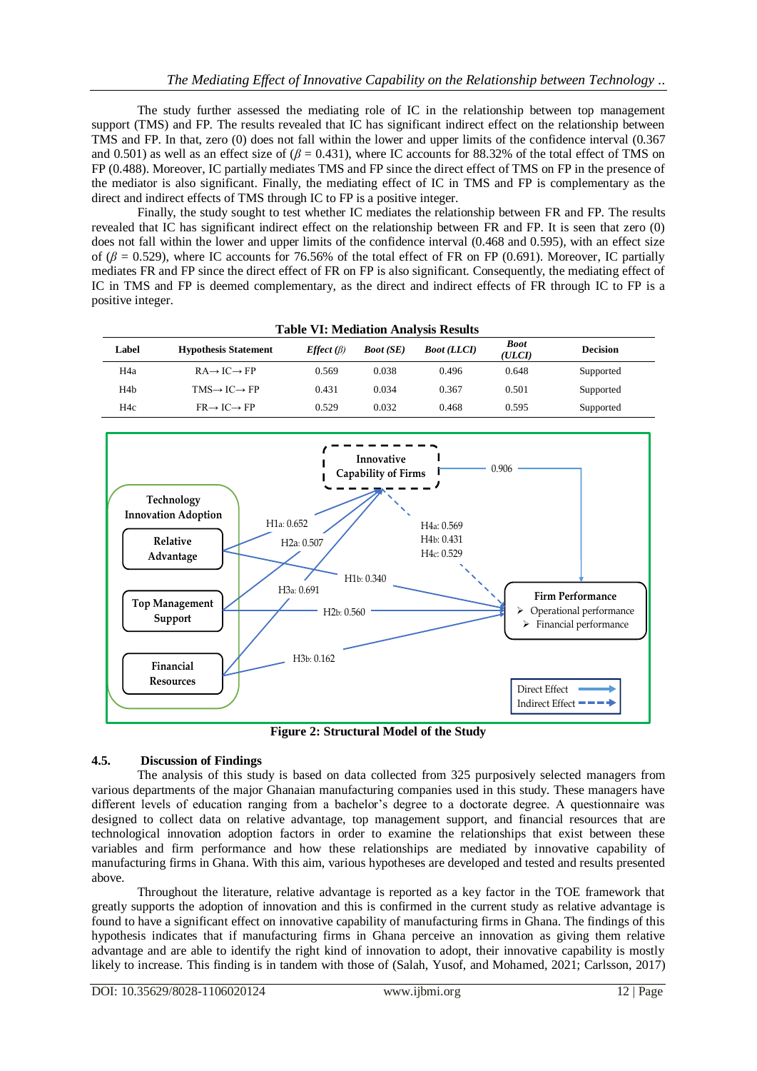The study further assessed the mediating role of IC in the relationship between top management support (TMS) and FP. The results revealed that IC has significant indirect effect on the relationship between TMS and FP. In that, zero (0) does not fall within the lower and upper limits of the confidence interval (0.367 and 0.501) as well as an effect size of ($\beta$ = 0.431), where IC accounts for 88.32% of the total effect of TMS on FP (0.488). Moreover, IC partially mediates TMS and FP since the direct effect of TMS on FP in the presence of the mediator is also significant. Finally, the mediating effect of IC in TMS and FP is complementary as the direct and indirect effects of TMS through IC to FP is a positive integer.

Finally, the study sought to test whether IC mediates the relationship between FR and FP. The results revealed that IC has significant indirect effect on the relationship between FR and FP. It is seen that zero (0) does not fall within the lower and upper limits of the confidence interval (0.468 and 0.595), with an effect size of ($\beta$ = 0.529), where IC accounts for 76.56% of the total effect of FR on FP (0.691). Moreover, IC partially mediates FR and FP since the direct effect of FR on FP is also significant. Consequently, the mediating effect of IC in TMS and FP is deemed complementary, as the direct and indirect effects of FR through IC to FP is a positive integer.

**Table VI: Mediation Analysis Results**

| Label | Hypothesis Statement | *Effect ($\beta$)* | *Boot (SE)* | *Boot (LLCI)* | *Boot (ULCI)* | Decision |
|---|---|---|---|---|---|---|
| H4a | RA→ IC→ FP | 0.569 | 0.038 | 0.496 | 0.648 | Supported |
| H4b | TMS→ IC→ FP | 0.431 | 0.034 | 0.367 | 0.501 | Supported |
| H4c | FR→ IC→ FP | 0.529 | 0.032 | 0.468 | 0.595 | Supported |

**Figure 2: Structural Model of the Study**

## 4.5. Discussion of Findings

The analysis of this study is based on data collected from 325 purposively selected managers from various departments of the major Ghanaian manufacturing companies used in this study. These managers have different levels of education ranging from a bachelor's degree to a doctorate degree. A questionnaire was designed to collect data on relative advantage, top management support, and financial resources that are technological innovation adoption factors in order to examine the relationships that exist between these variables and firm performance and how these relationships are mediated by innovative capability of manufacturing firms in Ghana. With this aim, various hypotheses are developed and tested and results presented above.

Throughout the literature, relative advantage is reported as a key factor in the TOE framework that greatly supports the adoption of innovation and this is confirmed in the current study as relative advantage is found to have a significant effect on innovative capability of manufacturing firms in Ghana. The findings of this hypothesis indicates that if manufacturing firms in Ghana perceive an innovation as giving them relative advantage and are able to identify the right kind of innovation to adopt, their innovative capability is mostly likely to increase. This finding is in tandem with those of (Salah, Yusof, and Mohamed, 2021; Carlsson, 2017)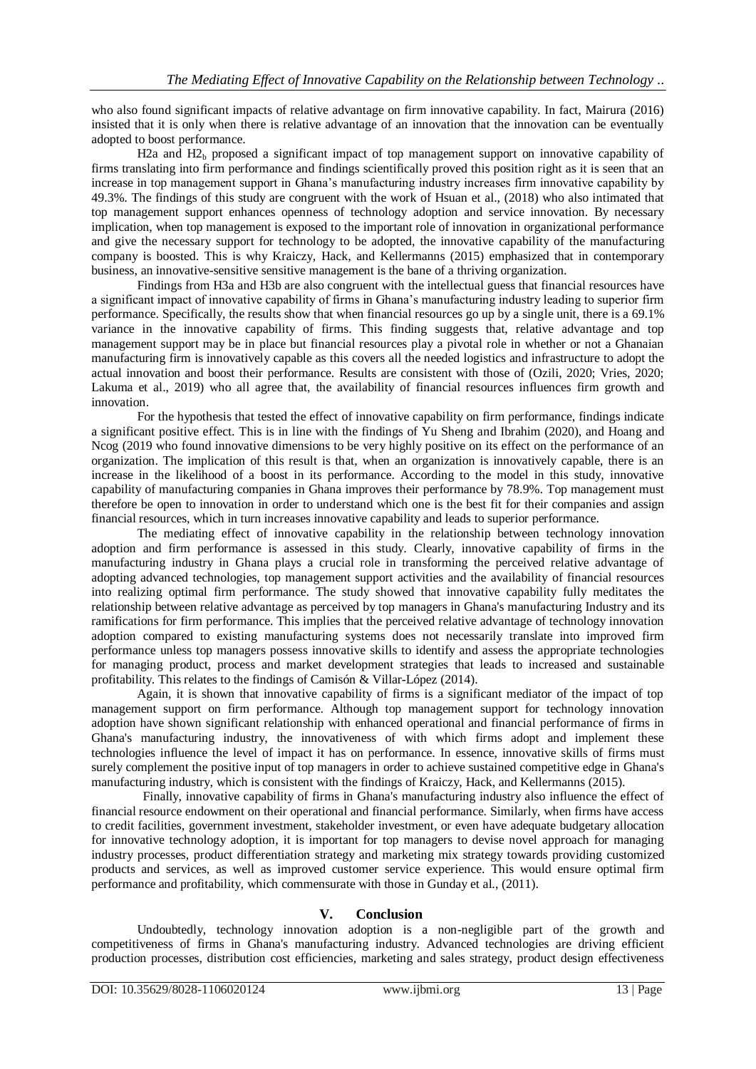who also found significant impacts of relative advantage on firm innovative capability. In fact, Mairura (2016) insisted that it is only when there is relative advantage of an innovation that the innovation can be eventually adopted to boost performance.

H2a and $H2_b$ proposed a significant impact of top management support on innovative capability of firms translating into firm performance and findings scientifically proved this position right as it is seen that an increase in top management support in Ghana's manufacturing industry increases firm innovative capability by 49.3%. The findings of this study are congruent with the work of Hsuan et al., (2018) who also intimated that top management support enhances openness of technology adoption and service innovation. By necessary implication, when top management is exposed to the important role of innovation in organizational performance and give the necessary support for technology to be adopted, the innovative capability of the manufacturing company is boosted. This is why Kraiczy, Hack, and Kellermanns (2015) emphasized that in contemporary business, an innovative-sensitive sensitive management is the bane of a thriving organization.

Findings from H3a and H3b are also congruent with the intellectual guess that financial resources have a significant impact of innovative capability of firms in Ghana's manufacturing industry leading to superior firm performance. Specifically, the results show that when financial resources go up by a single unit, there is a 69.1% variance in the innovative capability of firms. This finding suggests that, relative advantage and top management support may be in place but financial resources play a pivotal role in whether or not a Ghanaian manufacturing firm is innovatively capable as this covers all the needed logistics and infrastructure to adopt the actual innovation and boost their performance. Results are consistent with those of (Ozili, 2020; Vries, 2020; Lakuma et al., 2019) who all agree that, the availability of financial resources influences firm growth and innovation.

For the hypothesis that tested the effect of innovative capability on firm performance, findings indicate a significant positive effect. This is in line with the findings of Yu Sheng and Ibrahim (2020), and Hoang and Ncog (2019 who found innovative dimensions to be very highly positive on its effect on the performance of an organization. The implication of this result is that, when an organization is innovatively capable, there is an increase in the likelihood of a boost in its performance. According to the model in this study, innovative capability of manufacturing companies in Ghana improves their performance by 78.9%. Top management must therefore be open to innovation in order to understand which one is the best fit for their companies and assign financial resources, which in turn increases innovative capability and leads to superior performance.

The mediating effect of innovative capability in the relationship between technology innovation adoption and firm performance is assessed in this study. Clearly, innovative capability of firms in the manufacturing industry in Ghana plays a crucial role in transforming the perceived relative advantage of adopting advanced technologies, top management support activities and the availability of financial resources into realizing optimal firm performance. The study showed that innovative capability fully meditates the relationship between relative advantage as perceived by top managers in Ghana's manufacturing Industry and its ramifications for firm performance. This implies that the perceived relative advantage of technology innovation adoption compared to existing manufacturing systems does not necessarily translate into improved firm performance unless top managers possess innovative skills to identify and assess the appropriate technologies for managing product, process and market development strategies that leads to increased and sustainable profitability. This relates to the findings of Camisón & Villar-López (2014).

Again, it is shown that innovative capability of firms is a significant mediator of the impact of top management support on firm performance. Although top management support for technology innovation adoption have shown significant relationship with enhanced operational and financial performance of firms in Ghana's manufacturing industry, the innovativeness of with which firms adopt and implement these technologies influence the level of impact it has on performance. In essence, innovative skills of firms must surely complement the positive input of top managers in order to achieve sustained competitive edge in Ghana's manufacturing industry, which is consistent with the findings of Kraiczy, Hack, and Kellermanns (2015).

Finally, innovative capability of firms in Ghana's manufacturing industry also influence the effect of financial resource endowment on their operational and financial performance. Similarly, when firms have access to credit facilities, government investment, stakeholder investment, or even have adequate budgetary allocation for innovative technology adoption, it is important for top managers to devise novel approach for managing industry processes, product differentiation strategy and marketing mix strategy towards providing customized products and services, as well as improved customer service experience. This would ensure optimal firm performance and profitability, which commensurate with those in Gunday et al., (2011).

## V. Conclusion

Undoubtedly, technology innovation adoption is a non-negligible part of the growth and competitiveness of firms in Ghana's manufacturing industry. Advanced technologies are driving efficient production processes, distribution cost efficiencies, marketing and sales strategy, product design effectiveness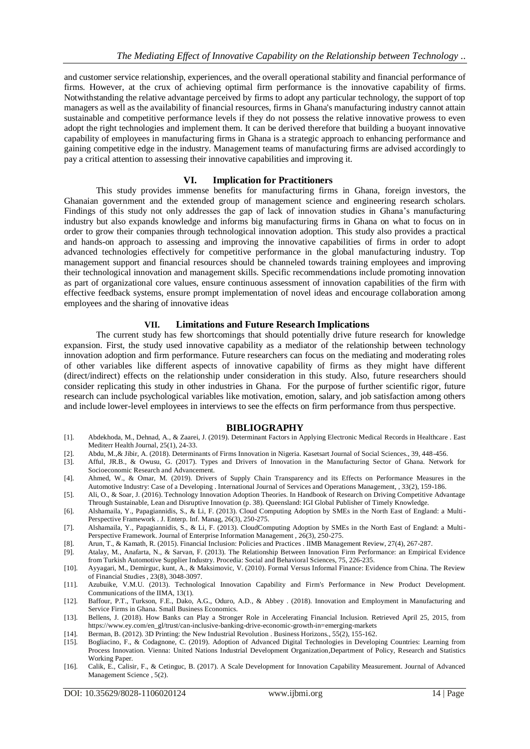and customer service relationship, experiences, and the overall operational stability and financial performance of firms. However, at the crux of achieving optimal firm performance is the innovative capability of firms. Notwithstanding the relative advantage perceived by firms to adopt any particular technology, the support of top managers as well as the availability of financial resources, firms in Ghana's manufacturing industry cannot attain sustainable and competitive performance levels if they do not possess the relative innovative prowess to even adopt the right technologies and implement them. It can be derived therefore that building a buoyant innovative capability of employees in manufacturing firms in Ghana is a strategic approach to enhancing performance and gaining competitive edge in the industry. Management teams of manufacturing firms are advised accordingly to pay a critical attention to assessing their innovative capabilities and improving it.

## VI. Implication for Practitioners

This study provides immense benefits for manufacturing firms in Ghana, foreign investors, the Ghanaian government and the extended group of management science and engineering research scholars. Findings of this study not only addresses the gap of lack of innovation studies in Ghana's manufacturing industry but also expands knowledge and informs big manufacturing firms in Ghana on what to focus on in order to grow their companies through technological innovation adoption. This study also provides a practical and hands-on approach to assessing and improving the innovative capabilities of firms in order to adopt advanced technologies effectively for competitive performance in the global manufacturing industry. Top management support and financial resources should be channeled towards training employees and improving their technological innovation and management skills. Specific recommendations include promoting innovation as part of organizational core values, ensure continuous assessment of innovation capabilities of the firm with effective feedback systems, ensure prompt implementation of novel ideas and encourage collaboration among employees and the sharing of innovative ideas

## VII. Limitations and Future Research Implications

The current study has few shortcomings that should potentially drive future research for knowledge expansion. First, the study used innovative capability as a mediator of the relationship between technology innovation adoption and firm performance. Future researchers can focus on the mediating and moderating roles of other variables like different aspects of innovative capability of firms as they might have different (direct/indirect) effects on the relationship under consideration in this study. Also, future researchers should consider replicating this study in other industries in Ghana. For the purpose of further scientific rigor, future research can include psychological variables like motivation, emotion, salary, and job satisfaction among others and include lower-level employees in interviews to see the effects on firm performance from thus perspective.

## BIBLIOGRAPHY

[1]. Abdekhoda, M., Dehnad, A., & Zaarei, J. (2019). Determinant Factors in Applying Electronic Medical Records in Healthcare . East Mediterr Health Journal, 25(1), 24-33.

[2]. Abdu, M.,& Jibir, A. (2018). Determinants of Firms Innovation in Nigeria. Kasetsart Journal of Social Sciences., 39, 448-456.

[3]. Afful, JR.B., & Owusu, G. (2017). Types and Drivers of Innovation in the Manufacturing Sector of Ghana. Network for Socioeconomic Research and Advancement.

[4]. Ahmed, W., & Omar, M. (2019). Drivers of Supply Chain Transparency and its Effects on Performance Measures in the Automotive Industry: Case of a Developing . International Journal of Services and Operations Management, , 33(2), 159-186.

[5]. Ali, O., & Soar, J. (2016). Technology Innovation Adoption Theories. In Handbook of Research on Driving Competitive Advantage Through Sustainable, Lean and Disruptive Innovation (p. 38). Queensland: IGI Global Publisher of Timely Knowledge.

[6]. Alshamaila, Y., Papagiannidis, S., & Li, F. (2013). Cloud Computing Adoption by SMEs in the North East of England: a Multi-Perspective Framework . J. Enterp. Inf. Manag, 26(3), 250-275.

[7]. Alshamaila, Y., Papagiannidis, S., & Li, F. (2013). CloudComputing Adoption by SMEs in the North East of England: a Multi-Perspective Framework. Journal of Enterprise Information Management , 26(3), 250-275.

[8]. Arun, T., & Kamath, R. (2015). Financial Inclusion: Policies and Practices . IIMB Management Review, 27(4), 267-287.

[9]. Atalay, M., Anafarta, N., & Sarvan, F. (2013). The Relationship Between Innovation Firm Performance: an Empirical Evidence from Turkish Automotive Supplier Industry. Procedia: Social and Behavioral Sciences, 75, 226-235.

[10]. Ayyagari, M., Demirguc, kunt, A., & Maksimovic, V. (2010). Formal Versus Informal Finance: Evidence from China. The Review of Financial Studies , 23(8), 3048-3097.

[11]. Azubuike, V.M.U. (2013). Technological Innovation Capability and Firm's Performance in New Product Development. Communications of the IIMA, 13(1).

[12]. Baffour, P.T., Turkson, F.E., Dako, A.G., Oduro, A.D., & Abbey . (2018). Innovation and Employment in Manufacturing and Service Firms in Ghana. Small Business Economics.

[13]. Bellens, J. (2018). How Banks can Play a Stronger Role in Accelerating Financial Inclusion. Retrieved April 25, 2015, from https://www.ey.com/en_gl/trust/can-inclusive-banking-drive-economic-growth-in=emerging-markets

[14]. Berman, B. (2012). 3D Printing: the New Industrial Revolution . Business Horizons., 55(2), 155-162.

[15]. Bogliacino, F., & Codagnone, C. (2019). Adoption of Advanced Digital Technologies in Developing Countries: Learning from Process Innovation. Vienna: United Nations Industrial Development Organization,Department of Policy, Research and Statistics Working Paper.

[16]. Calik, E., Calisir, F., & Cetinguc, B. (2017). A Scale Development for Innovation Capability Measurement. Journal of Advanced Management Science , 5(2).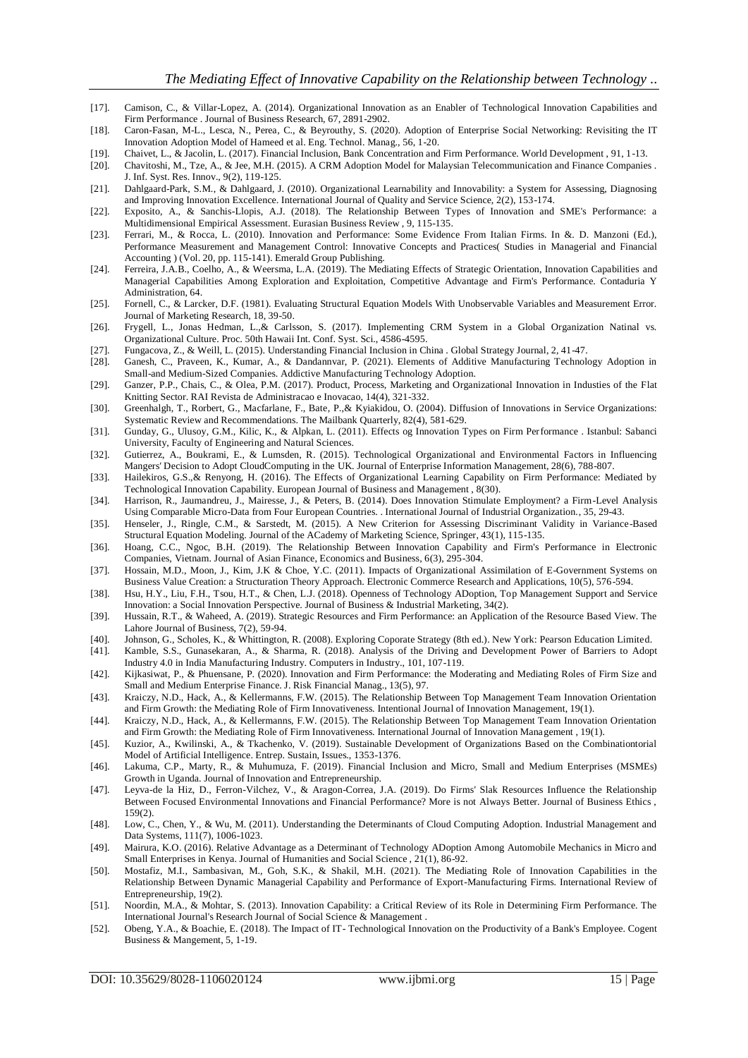[17]. Camison, C., & Villar-Lopez, A. (2014). Organizational Innovation as an Enabler of Technological Innovation Capabilities and Firm Performance . Journal of Business Research, 67, 2891-2902.

[18]. Caron-Fasan, M-L., Lesca, N., Perea, C., & Beyrouthy, S. (2020). Adoption of Enterprise Social Networking: Revisiting the IT Innovation Adoption Model of Hameed et al. Eng. Technol. Manag., 56, 1-20.

[19]. Chaivet, L., & Jacolin, L. (2017). Financial Inclusion, Bank Concentration and Firm Performance. World Development , 91, 1-13.

[20]. Chavitoshi, M., Tze, A., & Jee, M.H. (2015). A CRM Adoption Model for Malaysian Telecommunication and Finance Companies . J. Inf. Syst. Res. Innov., 9(2), 119-125.

[21]. Dahlgaard-Park, S.M., & Dahlgaard, J. (2010). Organizational Learnability and Innovability: a System for Assessing, Diagnosing and Improving Innovation Excellence. International Journal of Quality and Service Science, 2(2), 153-174.

[22]. Exposito, A., & Sanchis-Llopis, A.J. (2018). The Relationship Between Types of Innovation and SME's Performance: a Multidimensional Empirical Assessment. Eurasian Business Review , 9, 115-135.

[23]. Ferrari, M., & Rocca, L. (2010). Innovation and Performance: Some Evidence From Italian Firms. In &. D. Manzoni (Ed.), Performance Measurement and Management Control: Innovative Concepts and Practices( Studies in Managerial and Financial Accounting ) (Vol. 20, pp. 115-141). Emerald Group Publishing.

[24]. Ferreira, J.A.B., Coelho, A., & Weersma, L.A. (2019). The Mediating Effects of Strategic Orientation, Innovation Capabilities and Managerial Capabilities Among Exploration and Exploitation, Competitive Advantage and Firm's Performance. Contaduria Y Administration, 64.

[25]. Fornell, C., & Larcker, D.F. (1981). Evaluating Structural Equation Models With Unobservable Variables and Measurement Error. Journal of Marketing Research, 18, 39-50.

[26]. Frygell, L., Jonas Hedman, L.,& Carlsson, S. (2017). Implementing CRM System in a Global Organization Natinal vs. Organizational Culture. Proc. 50th Hawaii Int. Conf. Syst. Sci., 4586-4595.

[27]. Fungacova, Z., & Weill, L. (2015). Understanding Financial Inclusion in China . Global Strategy Journal, 2, 41-47.

[28]. Ganesh, C., Praveen, K., Kumar, A., & Dandannvar, P. (2021). Elements of Additive Manufacturing Technology Adoption in Small-and Medium-Sized Companies. Addictive Manufacturing Technology Adoption.

[29]. Ganzer, P.P., Chais, C., & Olea, P.M. (2017). Product, Process, Marketing and Organizational Innovation in Industies of the Flat Knitting Sector. RAI Revista de Administracao e Inovacao, 14(4), 321-332.

[30]. Greenhalgh, T., Rorbert, G., Macfarlane, F., Bate, P.,& Kyiakidou, O. (2004). Diffusion of Innovations in Service Organizations: Systematic Review and Recommendations. The Mailbank Quarterly, 82(4), 581-629.

[31]. Gunday, G., Ulusoy, G.M., Kilic, K., & Alpkan, L. (2011). Effects og Innovation Types on Firm Performance . Istanbul: Sabanci University, Faculty of Engineering and Natural Sciences.

[32]. Gutierrez, A., Boukrami, E., & Lumsden, R. (2015). Technological Organizational and Environmental Factors in Influencing Mangers' Decision to Adopt CloudComputing in the UK. Journal of Enterprise Information Management, 28(6), 788-807.

[33]. Hailekiros, G.S.,& Renyong, H. (2016). The Effects of Organizational Learning Capability on Firm Performance: Mediated by Technological Innovation Capability. European Journal of Business and Management , 8(30).

[34]. Harrison, R., Jaumandreu, J., Mairesse, J., & Peters, B. (2014). Does Innovation Stimulate Employment? a Firm-Level Analysis Using Comparable Micro-Data from Four European Countries. . International Journal of Industrial Organization., 35, 29-43.

[35]. Henseler, J., Ringle, C.M., & Sarstedt, M. (2015). A New Criterion for Assessing Discriminant Validity in Variance-Based Structural Equation Modeling. Journal of the ACademy of Marketing Science, Springer, 43(1), 115-135.

[36]. Hoang, C.C., Ngoc, B.H. (2019). The Relationship Between Innovation Capability and Firm's Performance in Electronic Companies, Vietnam. Journal of Asian Finance, Economics and Business, 6(3), 295-304.

[37]. Hossain, M.D., Moon, J., Kim, J.K & Choe, Y.C. (2011). Impacts of Organizational Assimilation of E-Government Systems on Business Value Creation: a Structuration Theory Approach. Electronic Commerce Research and Applications, 10(5), 576-594.

[38]. Hsu, H.Y., Liu, F.H., Tsou, H.T., & Chen, L.J. (2018). Openness of Technology ADoption, Top Management Support and Service Innovation: a Social Innovation Perspective. Journal of Business & Industrial Marketing, 34(2).

[39]. Hussain, R.T., & Waheed, A. (2019). Strategic Resources and Firm Performance: an Application of the Resource Based View. The Lahore Journal of Business, 7(2), 59-94.

[40]. Johnson, G., Scholes, K., & Whittington, R. (2008). Exploring Coporate Strategy (8th ed.). New York: Pearson Education Limited.

[41]. Kamble, S.S., Gunasekaran, A., & Sharma, R. (2018). Analysis of the Driving and Development Power of Barriers to Adopt Industry 4.0 in India Manufacturing Industry. Computers in Industry., 101, 107-119.

[42]. Kijkasiwat, P., & Phuensane, P. (2020). Innovation and Firm Performance: the Moderating and Mediating Roles of Firm Size and Small and Medium Enterprise Finance. J. Risk Financial Manag., 13(5), 97.

[43]. Kraiczy, N.D., Hack, A., & Kellermanns, F.W. (2015). The Relationship Between Top Management Team Innovation Orientation and Firm Growth: the Mediating Role of Firm Innovativeness. Intentional Journal of Innovation Management, 19(1).

[44]. Kraiczy, N.D., Hack, A., & Kellermanns, F.W. (2015). The Relationship Between Top Management Team Innovation Orientation and Firm Growth: the Mediating Role of Firm Innovativeness. International Journal of Innovation Management , 19(1).

[45]. Kuzior, A., Kwilinski, A., & Tkachenko, V. (2019). Sustainable Development of Organizations Based on the Combinationtorial Model of Artificial Intelligence. Entrep. Sustain, Issues., 1353-1376.

[46]. Lakuma, C.P., Marty, R., & Muhumuza, F. (2019). Financial Inclusion and Micro, Small and Medium Enterprises (MSMEs) Growth in Uganda. Journal of Innovation and Entrepreneurship.

[47]. Leyva-de la Hiz, D., Ferron-Vilchez, V., & Aragon-Correa, J.A. (2019). Do Firms' Slak Resources Influence the Relationship Between Focused Environmental Innovations and Financial Performance? More is not Always Better. Journal of Business Ethics , 159(2).

[48]. Low, C., Chen, Y., & Wu, M. (2011). Understanding the Determinants of Cloud Computing Adoption. Industrial Management and Data Systems, 111(7), 1006-1023.

[49]. Mairura, K.O. (2016). Relative Advantage as a Determinant of Technology ADoption Among Automobile Mechanics in Micro and Small Enterprises in Kenya. Journal of Humanities and Social Science , 21(1), 86-92.

[50]. Mostafiz, M.I., Sambasivan, M., Goh, S.K., & Shakil, M.H. (2021). The Mediating Role of Innovation Capabilities in the Relationship Between Dynamic Managerial Capability and Performance of Export-Manufacturing Firms. International Review of Entrepreneurship, 19(2).

[51]. Noordin, M.A., & Mohtar, S. (2013). Innovation Capability: a Critical Review of its Role in Determining Firm Performance. The International Journal's Research Journal of Social Science & Management .

[52]. Obeng, Y.A., & Boachie, E. (2018). The Impact of IT- Technological Innovation on the Productivity of a Bank's Employee. Cogent Business & Mangement, 5, 1-19.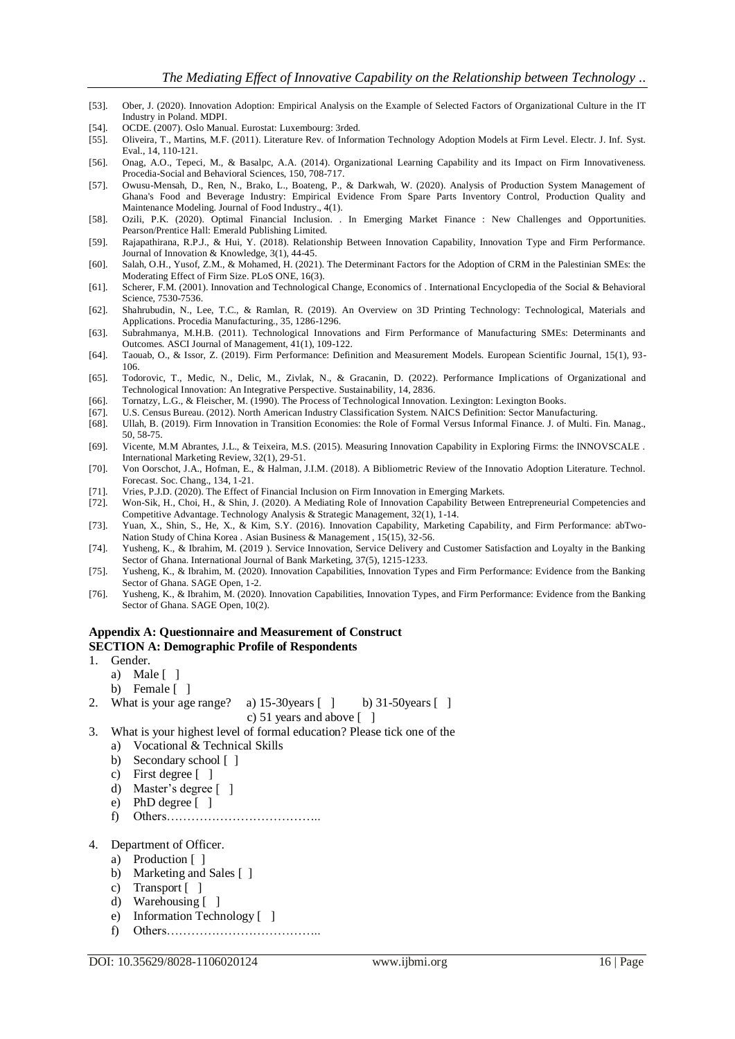[53]. Ober, J. (2020). Innovation Adoption: Empirical Analysis on the Example of Selected Factors of Organizational Culture in the IT Industry in Poland. MDPI.

[54]. OCDE. (2007). Oslo Manual. Eurostat: Luxembourg: 3rded.

[55]. Oliveira, T., Martins, M.F. (2011). Literature Rev. of Information Technology Adoption Models at Firm Level. Electr. J. Inf. Syst. Eval., 14, 110-121.

[56]. Onag, A.O., Tepeci, M., & Basalpc, A.A. (2014). Organizational Learning Capability and its Impact on Firm Innovativeness. Procedia-Social and Behavioral Sciences, 150, 708-717.

[57]. Owusu-Mensah, D., Ren, N., Brako, L., Boateng, P., & Darkwah, W. (2020). Analysis of Production System Management of Ghana's Food and Beverage Industry: Empirical Evidence From Spare Parts Inventory Control, Production Quality and Maintenance Modeling. Journal of Food Industry., 4(1).

[58]. Ozili, P.K. (2020). Optimal Financial Inclusion. . In Emerging Market Finance : New Challenges and Opportunities. Pearson/Prentice Hall: Emerald Publishing Limited.

[59]. Rajapathirana, R.P.J., & Hui, Y. (2018). Relationship Between Innovation Capability, Innovation Type and Firm Performance. Journal of Innovation & Knowledge, 3(1), 44-45.

[60]. Salah, O.H., Yusof, Z.M., & Mohamed, H. (2021). The Determinant Factors for the Adoption of CRM in the Palestinian SMEs: the Moderating Effect of Firm Size. PLoS ONE, 16(3).

[61]. Scherer, F.M. (2001). Innovation and Technological Change, Economics of . International Encyclopedia of the Social & Behavioral Science, 7530-7536.

[62]. Shahrubudin, N., Lee, T.C., & Ramlan, R. (2019). An Overview on 3D Printing Technology: Technological, Materials and Applications. Procedia Manufacturing., 35, 1286-1296.

[63]. Subrahmanya, M.H.B. (2011). Technological Innovations and Firm Performance of Manufacturing SMEs: Determinants and Outcomes. ASCI Journal of Management, 41(1), 109-122.

[64]. Taouab, O., & Issor, Z. (2019). Firm Performance: Definition and Measurement Models. European Scientific Journal, 15(1), 93-106.

[65]. Todorovic, T., Medic, N., Delic, M., Zivlak, N., & Gracanin, D. (2022). Performance Implications of Organizational and Technological Innovation: An Integrative Perspective. Sustainability, 14, 2836.

[66]. Tornatzy, L.G., & Fleischer, M. (1990). The Process of Technological Innovation. Lexington: Lexington Books.

[67]. U.S. Census Bureau. (2012). North American Industry Classification System. NAICS Definition: Sector Manufacturing.

[68]. Ullah, B. (2019). Firm Innovation in Transition Economies: the Role of Formal Versus Informal Finance. J. of Multi. Fin. Manag., 50, 58-75.

[69]. Vicente, M.M Abrantes, J.L., & Teixeira, M.S. (2015). Measuring Innovation Capability in Exploring Firms: the INNOVSCALE . International Marketing Review, 32(1), 29-51.

[70]. Von Oorschot, J.A., Hofman, E., & Halman, J.I.M. (2018). A Bibliometric Review of the Innovatio Adoption Literature. Technol. Forecast. Soc. Chang., 134, 1-21.

[71]. Vries, P.J.D. (2020). The Effect of Financial Inclusion on Firm Innovation in Emerging Markets.

[72]. Won-Sik, H., Choi, H., & Shin, J. (2020). A Mediating Role of Innovation Capability Between Entrepreneurial Competencies and Competitive Advantage. Technology Analysis & Strategic Management, 32(1), 1-14.

[73]. Yuan, X., Shin, S., He, X., & Kim, S.Y. (2016). Innovation Capability, Marketing Capability, and Firm Performance: abTwo-Nation Study of China Korea . Asian Business & Management , 15(15), 32-56.

[74]. Yusheng, K., & Ibrahim, M. (2019 ). Service Innovation, Service Delivery and Customer Satisfaction and Loyalty in the Banking Sector of Ghana. International Journal of Bank Marketing, 37(5), 1215-1233.

[75]. Yusheng, K., & Ibrahim, M. (2020). Innovation Capabilities, Innovation Types and Firm Performance: Evidence from the Banking Sector of Ghana. SAGE Open, 1-2.

[76]. Yusheng, K., & Ibrahim, M. (2020). Innovation Capabilities, Innovation Types, and Firm Performance: Evidence from the Banking Sector of Ghana. SAGE Open, 10(2).

## Appendix A: Questionnaire and Measurement of Construct

### SECTION A: Demographic Profile of Respondents

1. Gender.
   a) Male [ ]
   b) Female [ ]
2. What is your age range? a) 15-30years [ ] b) 31-50years [ ] c) 51 years and above [ ]
3. What is your highest level of formal education? Please tick one of the
   a) Vocational & Technical Skills
   b) Secondary school [ ]
   c) First degree [ ]
   d) Master's degree [ ]
   e) PhD degree [ ]
   f) Others………………………………..
4. Department of Officer.
   a) Production [ ]
   b) Marketing and Sales [ ]
   c) Transport [ ]
   d) Warehousing [ ]
   e) Information Technology [ ]
   f) Others………………………………..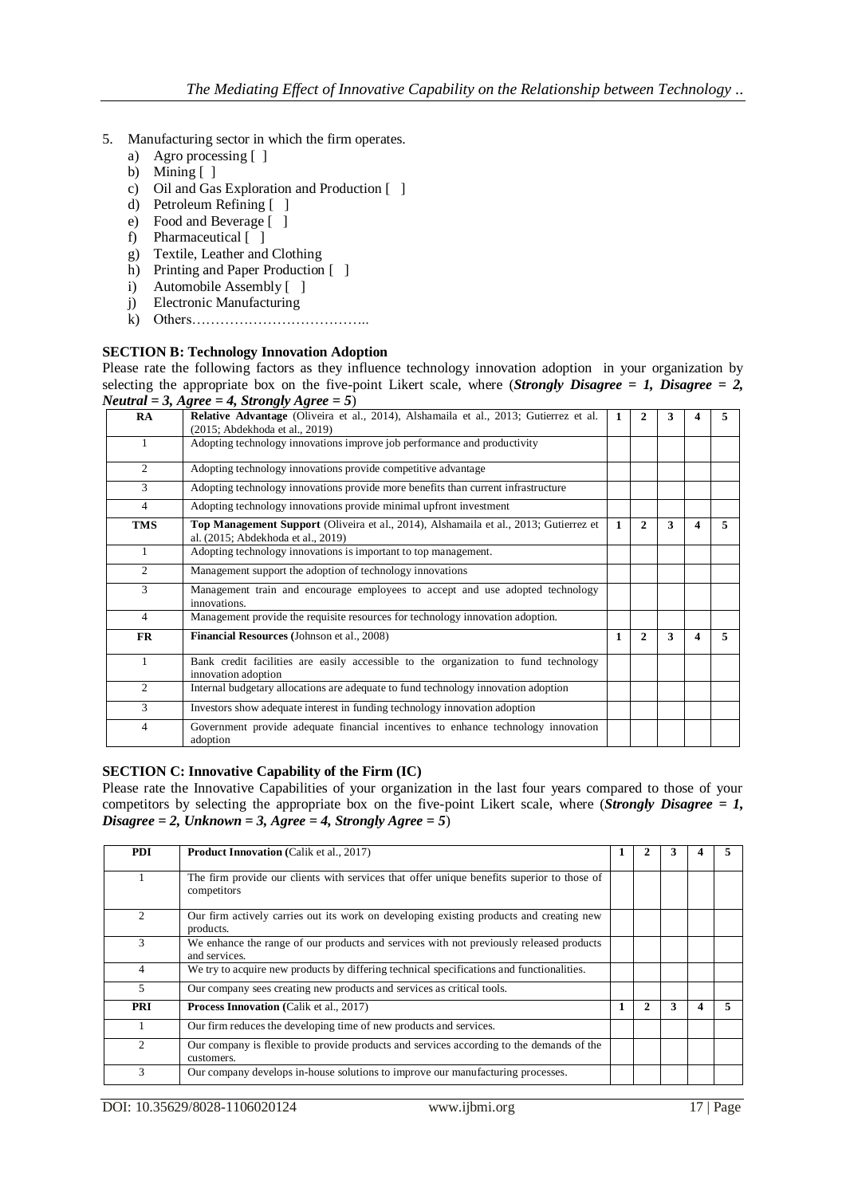5. Manufacturing sector in which the firm operates.
   a) Agro processing [ ]
   b) Mining [ ]
   c) Oil and Gas Exploration and Production [ ]
   d) Petroleum Refining [ ]
   e) Food and Beverage [ ]
   f) Pharmaceutical [ ]
   g) Textile, Leather and Clothing
   h) Printing and Paper Production [ ]
   i) Automobile Assembly [ ]
   j) Electronic Manufacturing
   k) Others………………………………..

**SECTION B: Technology Innovation Adoption**

Please rate the following factors as they influence technology innovation adoption in your organization by selecting the appropriate box on the five-point Likert scale, where (***Strongly Disagree = 1, Disagree = 2, Neutral = 3, Agree = 4, Strongly Agree = 5***)

| **RA** | **Relative Advantage** (Oliveira et al., 2014), Alshamaila et al., 2013; Gutierrez et al. (2015; Abdekhoda et al., 2019) | **1** | **2** | **3** | **4** | **5** |
|---|---|---|---|---|---|---|
| 1 | Adopting technology innovations improve job performance and productivity | | | | | |
| 2 | Adopting technology innovations provide competitive advantage | | | | | |
| 3 | Adopting technology innovations provide more benefits than current infrastructure | | | | | |
| 4 | Adopting technology innovations provide minimal upfront investment | | | | | |
| **TMS** | **Top Management Support** (Oliveira et al., 2014), Alshamaila et al., 2013; Gutierrez et al. (2015; Abdekhoda et al., 2019) | **1** | **2** | **3** | **4** | **5** |
| 1 | Adopting technology innovations is important to top management. | | | | | |
| 2 | Management support the adoption of technology innovations | | | | | |
| 3 | Management train and encourage employees to accept and use adopted technology innovations. | | | | | |
| 4 | Management provide the requisite resources for technology innovation adoption. | | | | | |
| **FR** | **Financial Resources (**Johnson et al., 2008) | **1** | **2** | **3** | **4** | **5** |
| 1 | Bank credit facilities are easily accessible to the organization to fund technology innovation adoption | | | | | |
| 2 | Internal budgetary allocations are adequate to fund technology innovation adoption | | | | | |
| 3 | Investors show adequate interest in funding technology innovation adoption | | | | | |
| 4 | Government provide adequate financial incentives to enhance technology innovation adoption | | | | | |

**SECTION C: Innovative Capability of the Firm (IC)**

Please rate the Innovative Capabilities of your organization in the last four years compared to those of your competitors by selecting the appropriate box on the five-point Likert scale, where (***Strongly Disagree = 1, Disagree = 2, Unknown = 3, Agree = 4, Strongly Agree = 5***)

| **PDI** | **Product Innovation (**Calik et al., 2017) | **1** | **2** | **3** | **4** | **5** |
|---|---|---|---|---|---|---|
| 1 | The firm provide our clients with services that offer unique benefits superior to those of competitors | | | | | |
| 2 | Our firm actively carries out its work on developing existing products and creating new products. | | | | | |
| 3 | We enhance the range of our products and services with not previously released products and services. | | | | | |
| 4 | We try to acquire new products by differing technical specifications and functionalities. | | | | | |
| 5 | Our company sees creating new products and services as critical tools. | | | | | |
| **PRI** | **Process Innovation (**Calik et al., 2017) | **1** | **2** | **3** | **4** | **5** |
| 1 | Our firm reduces the developing time of new products and services. | | | | | |
| 2 | Our company is flexible to provide products and services according to the demands of the customers. | | | | | |
| 3 | Our company develops in-house solutions to improve our manufacturing processes. | | | | | |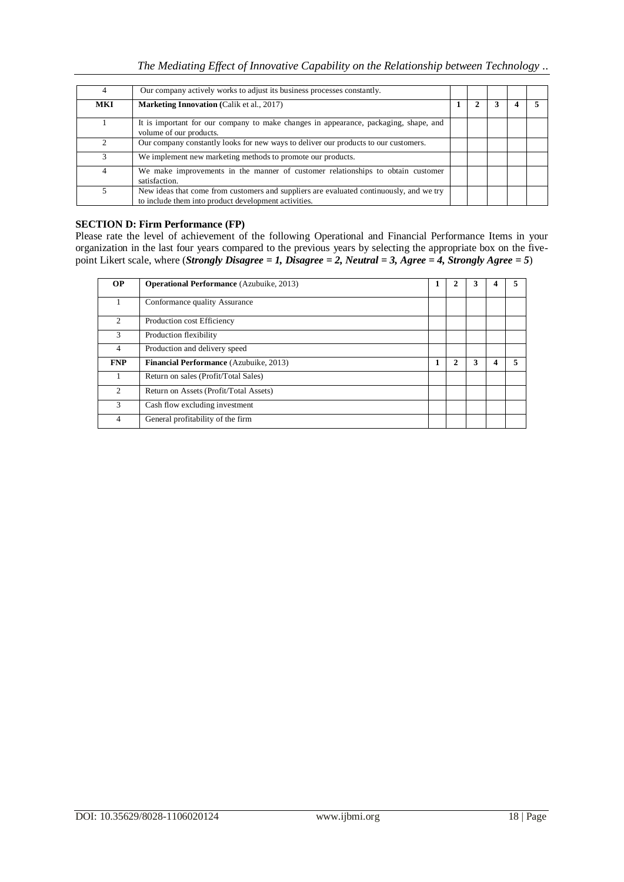| 4 | Our company actively works to adjust its business processes constantly. | | | | | |
|---|---|---|---|---|---|---|
| **MKI** | **Marketing Innovation** (Calik et al., 2017) | **1** | **2** | **3** | **4** | **5** |
| 1 | It is important for our company to make changes in appearance, packaging, shape, and volume of our products. | | | | | |
| 2 | Our company constantly looks for new ways to deliver our products to our customers. | | | | | |
| 3 | We implement new marketing methods to promote our products. | | | | | |
| 4 | We make improvements in the manner of customer relationships to obtain customer satisfaction. | | | | | |
| 5 | New ideas that come from customers and suppliers are evaluated continuously, and we try to include them into product development activities. | | | | | |

### SECTION D: Firm Performance (FP)

Please rate the level of achievement of the following Operational and Financial Performance Items in your organization in the last four years compared to the previous years by selecting the appropriate box on the five-point Likert scale, where (***Strongly Disagree = 1, Disagree = 2, Neutral = 3, Agree = 4, Strongly Agree = 5***)

| **OP** | **Operational Performance** (Azubuike, 2013) | **1** | **2** | **3** | **4** | **5** |
|---|---|---|---|---|---|---|
| 1 | Conformance quality Assurance | | | | | |
| 2 | Production cost Efficiency | | | | | |
| 3 | Production flexibility | | | | | |
| 4 | Production and delivery speed | | | | | |
| **FNP** | **Financial Performance** (Azubuike, 2013) | **1** | **2** | **3** | **4** | **5** |
| 1 | Return on sales (Profit/Total Sales) | | | | | |
| 2 | Return on Assets (Profit/Total Assets) | | | | | |
| 3 | Cash flow excluding investment | | | | | |
| 4 | General profitability of the firm | | | | | |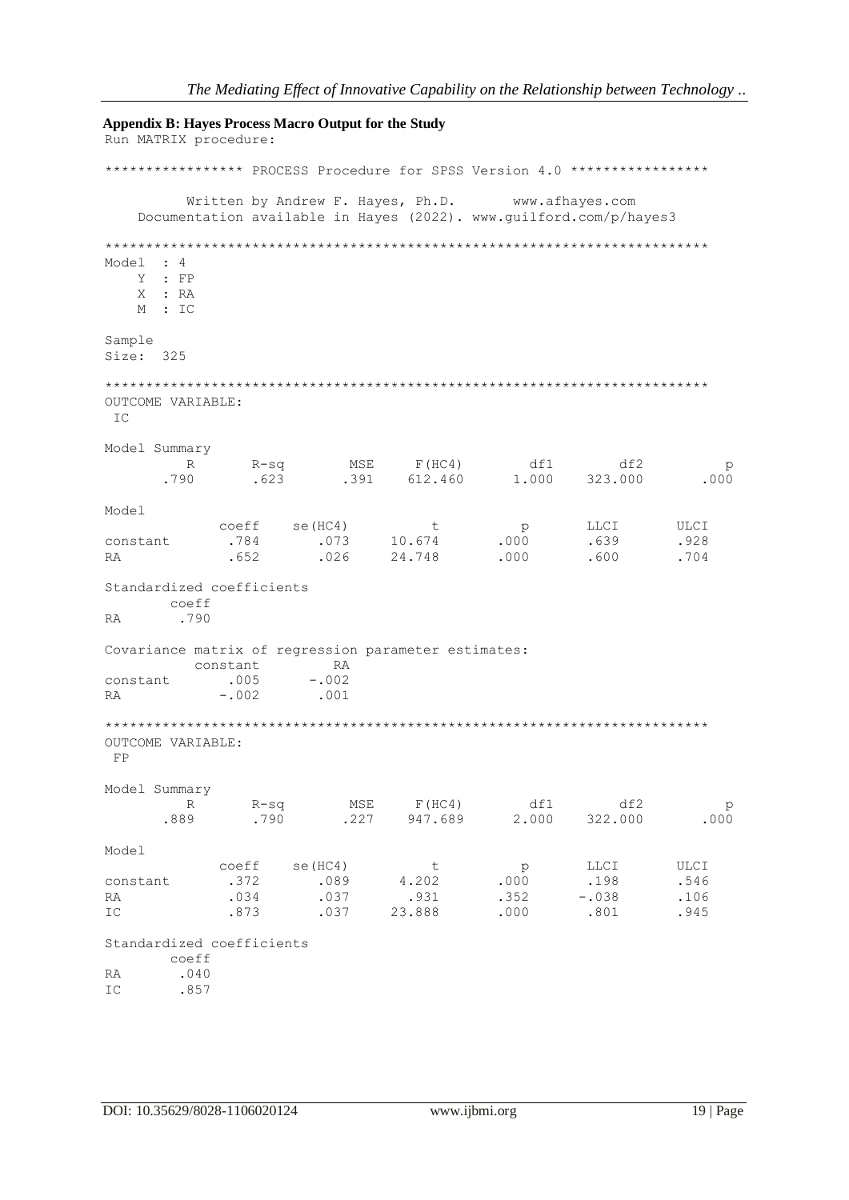**Appendix B: Hayes Process Macro Output for the Study**

```
Run MATRIX procedure:

***************** PROCESS Procedure for SPSS Version 4.0 *****************

          Written by Andrew F. Hayes, Ph.D.       www.afhayes.com
    Documentation available in Hayes (2022). www.guilford.com/p/hayes3

**************************************************************************
Model  : 4
    Y  : FP
    X  : RA
    M  : IC

Sample
Size:  325

**************************************************************************
OUTCOME VARIABLE:
 IC

Model Summary
          R       R-sq        MSE     F(HC4)        df1        df2          p
       .790       .623       .391    612.460      1.000    323.000       .000

Model
              coeff    se(HC4)          t          p       LLCI       ULCI
constant       .784       .073     10.674       .000       .639       .928
RA             .652       .026     24.748       .000       .600       .704

Standardized coefficients
        coeff
RA       .790

Covariance matrix of regression parameter estimates:
           constant         RA
constant       .005      -.002
RA            -.002       .001

**************************************************************************
OUTCOME VARIABLE:
 FP

Model Summary
          R       R-sq        MSE     F(HC4)        df1        df2          p
       .889       .790       .227    947.689      2.000    322.000       .000

Model
              coeff    se(HC4)          t          p       LLCI       ULCI
constant       .372       .089      4.202       .000       .198       .546
RA             .034       .037       .931       .352      -.038       .106
IC             .873       .037     23.888       .000       .801       .945

Standardized coefficients
        coeff
RA       .040
IC       .857
```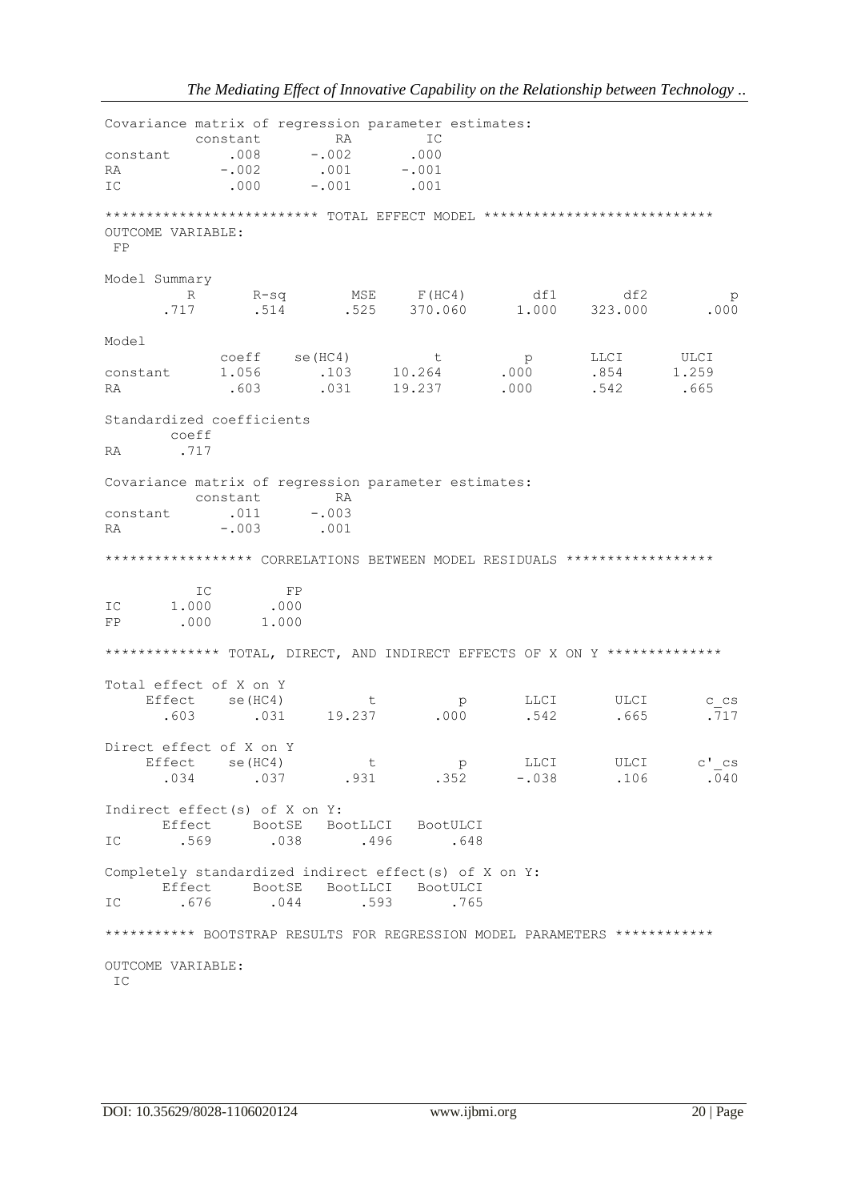```
Covariance matrix of regression parameter estimates:
           constant         RA         IC
constant       .008       -.002       .000
RA            -.002        .001      -.001
IC             .000       -.001       .001

************************* TOTAL EFFECT MODEL ****************************
OUTCOME VARIABLE:
 FP

Model Summary
          R       R-sq        MSE     F(HC4)        df1        df2          p
       .717       .514       .525    370.060      1.000    323.000       .000

Model
              coeff    se(HC4)          t          p       LLCI       ULCI
constant      1.056       .103     10.264       .000       .854      1.259
RA             .603       .031     19.237       .000       .542       .665

Standardized coefficients
         coeff
RA        .717

Covariance matrix of regression parameter estimates:
           constant         RA
constant       .011       -.003
RA            -.003        .001

****************** CORRELATIONS BETWEEN MODEL RESIDUALS ******************

           IC         FP
IC      1.000       .000
FP       .000      1.000

************** TOTAL, DIRECT, AND INDIRECT EFFECTS OF X ON Y **************

Total effect of X on Y
     Effect    se(HC4)          t          p       LLCI       ULCI       c_cs
       .603       .031     19.237       .000       .542       .665       .717

Direct effect of X on Y
     Effect    se(HC4)          t          p       LLCI       ULCI      c'_cs
       .034       .037       .931       .352      -.038       .106       .040

Indirect effect(s) of X on Y:
       Effect     BootSE   BootLLCI   BootULCI
IC       .569       .038       .496       .648

Completely standardized indirect effect(s) of X on Y:
       Effect     BootSE   BootLLCI   BootULCI
IC       .676       .044       .593       .765

*********** BOOTSTRAP RESULTS FOR REGRESSION MODEL PARAMETERS ************

OUTCOME VARIABLE:
 IC
```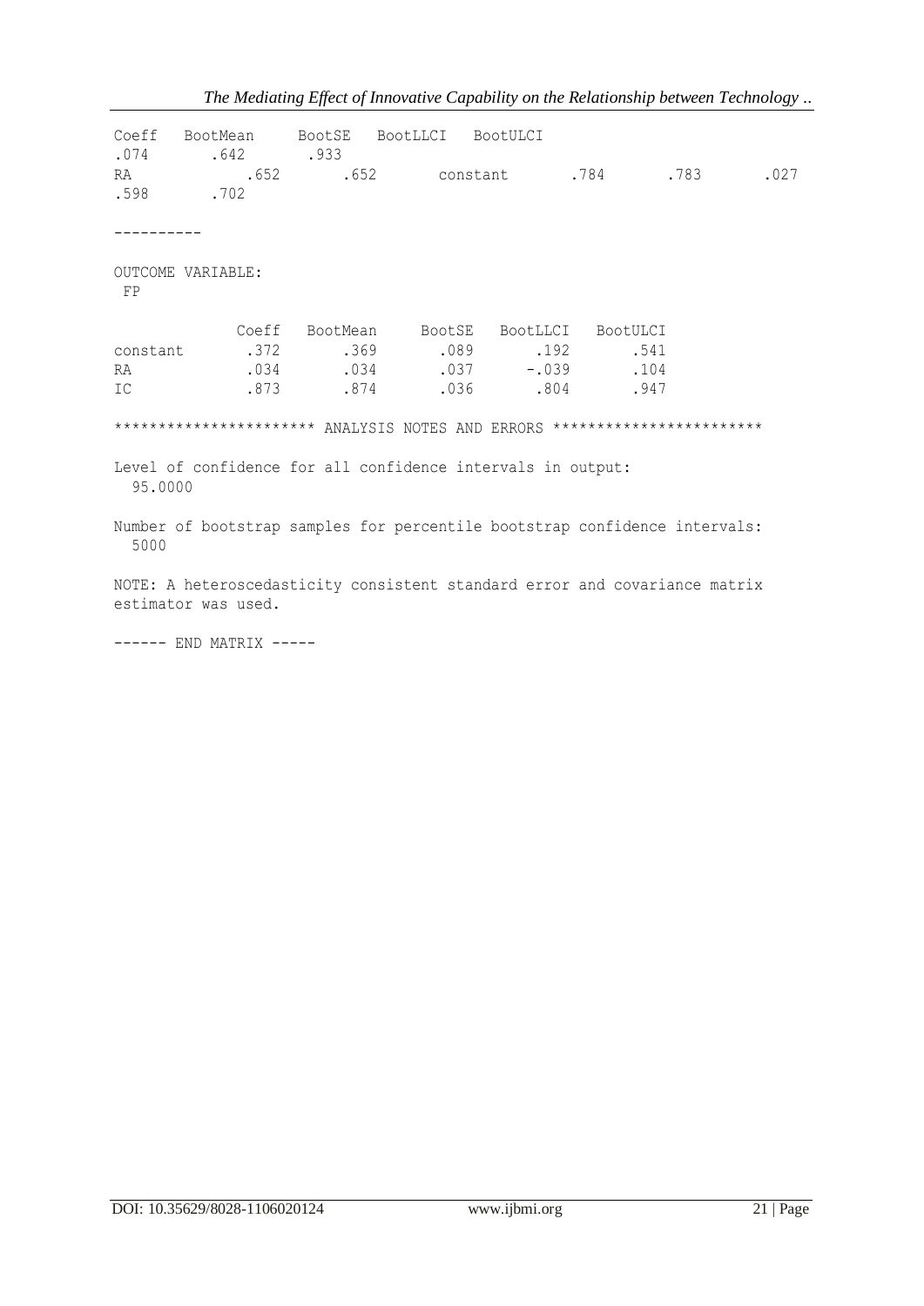```
Coeff   BootMean     BootSE   BootLLCI   BootULCI
.074      .642       .933
RA          .652      .652      constant      .784      .783      .027
.598      .702
```

----------

OUTCOME VARIABLE:
FP

| | Coeff | BootMean | BootSE | BootLLCI | BootULCI |
|---|---|---|---|---|---|
| constant | .372 | .369 | .089 | .192 | .541 |
| RA | .034 | .034 | .037 | -.039 | .104 |
| IC | .873 | .874 | .036 | .804 | .947 |

********************** ANALYSIS NOTES AND ERRORS ***********************

Level of confidence for all confidence intervals in output:
95.0000

Number of bootstrap samples for percentile bootstrap confidence intervals:
5000

NOTE: A heteroscedasticity consistent standard error and covariance matrix estimator was used.

------ END MATRIX -----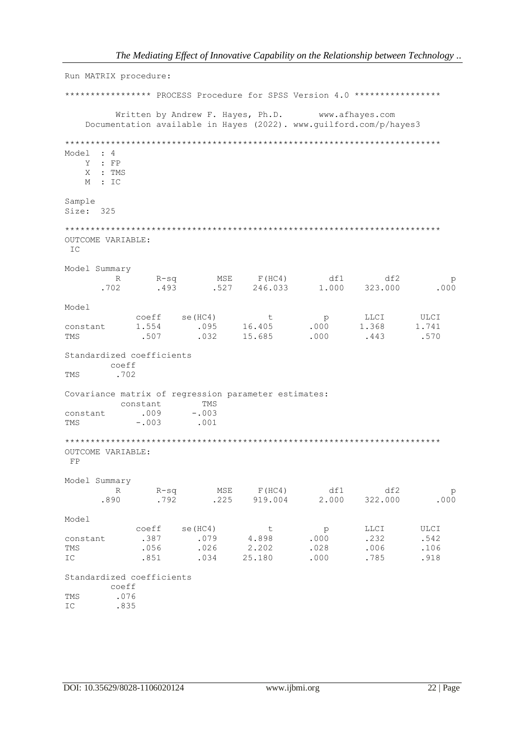```
Run MATRIX procedure:

***************** PROCESS Procedure for SPSS Version 4.0 *****************

          Written by Andrew F. Hayes, Ph.D.       www.afhayes.com
    Documentation available in Hayes (2022). www.guilford.com/p/hayes3

**************************************************************************
Model  : 4
    Y  : FP
    X  : TMS
    M  : IC

Sample
Size:  325

**************************************************************************
OUTCOME VARIABLE:
 IC

Model Summary
          R       R-sq        MSE     F(HC4)        df1        df2          p
       .702       .493       .527    246.033      1.000    323.000       .000

Model
              coeff    se(HC4)          t          p       LLCI       ULCI
constant      1.554       .095     16.405       .000      1.368      1.741
TMS            .507       .032     15.685       .000       .443       .570

Standardized coefficients
         coeff
TMS       .702

Covariance matrix of regression parameter estimates:
          constant        TMS
constant       .009      -.003
TMS           -.003       .001

**************************************************************************
OUTCOME VARIABLE:
 FP

Model Summary
          R       R-sq        MSE     F(HC4)        df1        df2          p
       .890       .792       .225    919.004      2.000    322.000       .000

Model
              coeff    se(HC4)          t          p       LLCI       ULCI
constant       .387       .079      4.898       .000       .232       .542
TMS            .056       .026      2.202       .028       .006       .106
IC             .851       .034     25.180       .000       .785       .918

Standardized coefficients
         coeff
TMS       .076
IC        .835
```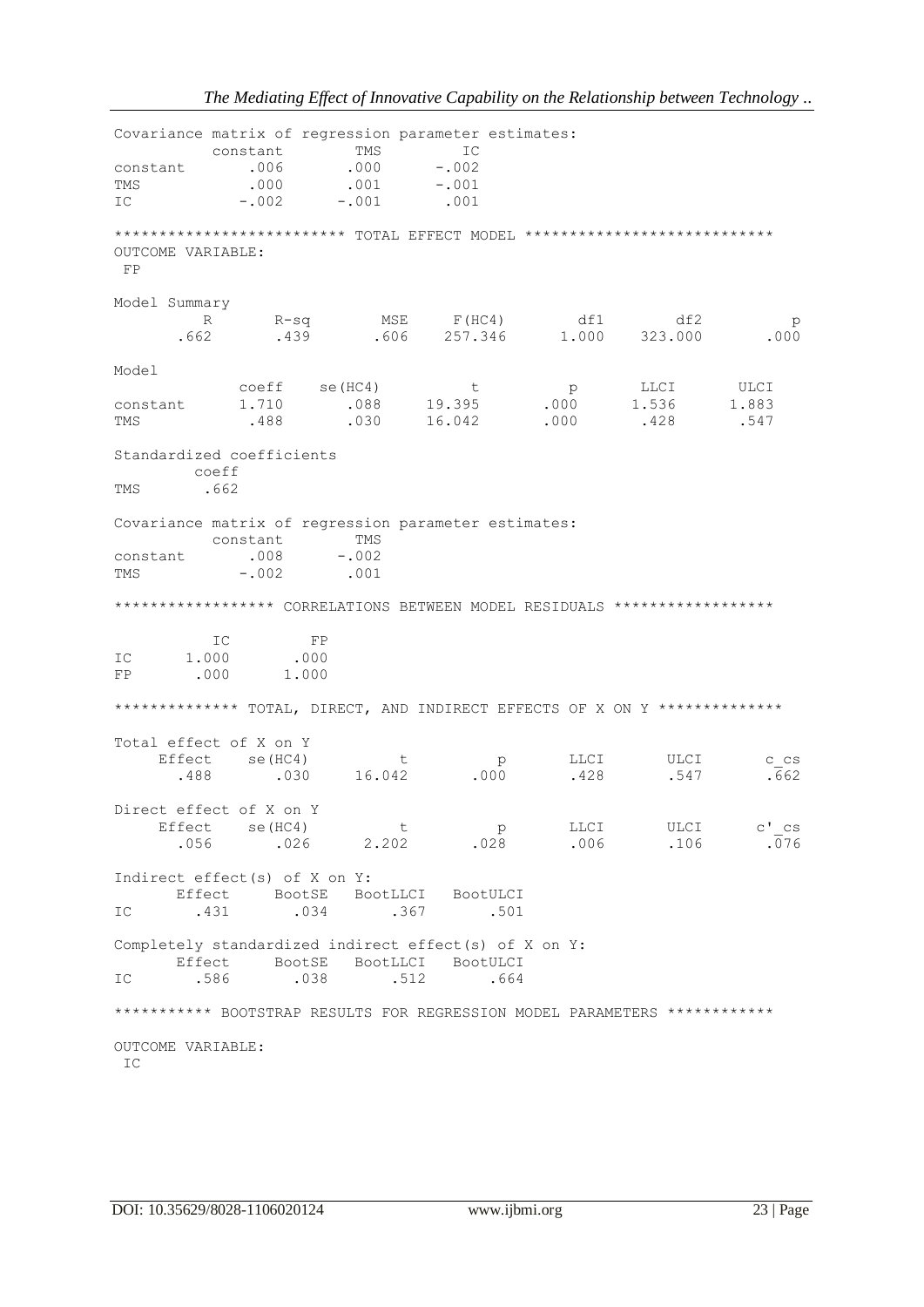```
Covariance matrix of regression parameter estimates:
          constant       TMS        IC
constant      .006      .000     -.002
TMS           .000      .001     -.001
IC           -.002     -.001      .001

************************** TOTAL EFFECT MODEL ****************************
OUTCOME VARIABLE:
 FP

Model Summary
          R       R-sq        MSE     F(HC4)        df1        df2          p
       .662       .439       .606    257.346      1.000    323.000       .000

Model
              coeff    se(HC4)          t          p       LLCI       ULCI
constant      1.710       .088     19.395       .000      1.536      1.883
TMS            .488       .030     16.042       .000       .428       .547

Standardized coefficients
         coeff
TMS       .662

Covariance matrix of regression parameter estimates:
          constant       TMS
constant      .008     -.002
TMS          -.002      .001

****************** CORRELATIONS BETWEEN MODEL RESIDUALS ******************

           IC         FP
IC      1.000       .000
FP       .000      1.000

************** TOTAL, DIRECT, AND INDIRECT EFFECTS OF X ON Y **************

Total effect of X on Y
     Effect    se(HC4)          t          p       LLCI       ULCI       c_cs
       .488       .030     16.042       .000       .428       .547       .662

Direct effect of X on Y
     Effect    se(HC4)          t          p       LLCI       ULCI      c'_cs
       .056       .026      2.202       .028       .006       .106       .076

Indirect effect(s) of X on Y:
        Effect     BootSE   BootLLCI   BootULCI
IC        .431       .034       .367       .501

Completely standardized indirect effect(s) of X on Y:
        Effect     BootSE   BootLLCI   BootULCI
IC        .586       .038       .512       .664

*********** BOOTSTRAP RESULTS FOR REGRESSION MODEL PARAMETERS ************

OUTCOME VARIABLE:
 IC
```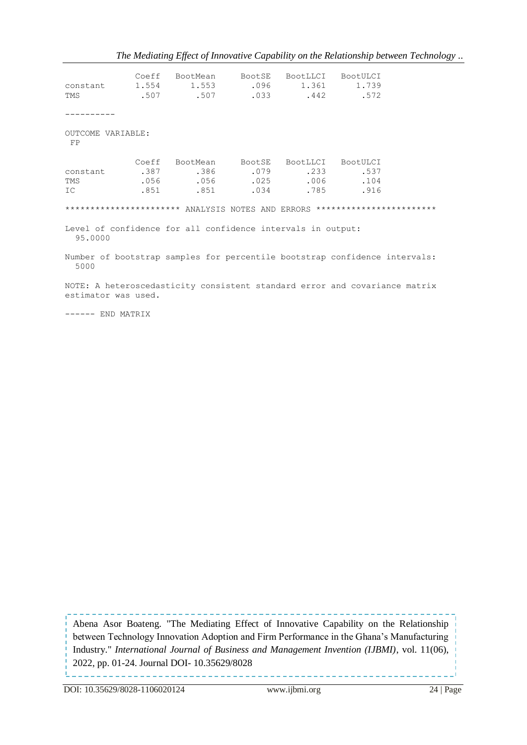| | Coeff | BootMean | BootSE | BootLLCI | BootULCI |
|---|---|---|---|---|---|
| constant | 1.554 | 1.553 | .096 | 1.361 | 1.739 |
| TMS | .507 | .507 | .033 | .442 | .572 |

----------

OUTCOME VARIABLE:
FP

| | Coeff | BootMean | BootSE | BootLLCI | BootULCI |
|---|---|---|---|---|---|
| constant | .387 | .386 | .079 | .233 | .537 |
| TMS | .056 | .056 | .025 | .006 | .104 |
| IC | .851 | .851 | .034 | .785 | .916 |

********************** ANALYSIS NOTES AND ERRORS ************************

Level of confidence for all confidence intervals in output:
95.0000

Number of bootstrap samples for percentile bootstrap confidence intervals:
5000

NOTE: A heteroscedasticity consistent standard error and covariance matrix estimator was used.

------ END MATRIX

Abena Asor Boateng. "The Mediating Effect of Innovative Capability on the Relationship between Technology Innovation Adoption and Firm Performance in the Ghana's Manufacturing Industry." *International Journal of Business and Management Invention (IJBMI)*, vol. 11(06), 2022, pp. 01-24. Journal DOI- 10.35629/8028